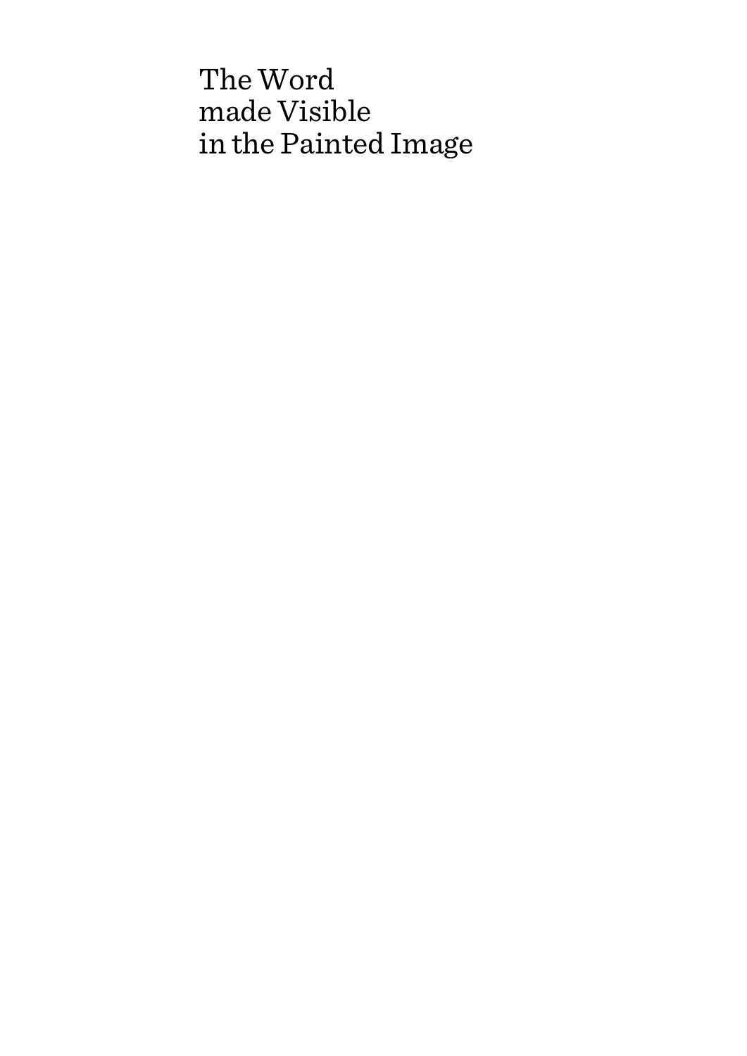# The Word made Visible in the Painted Image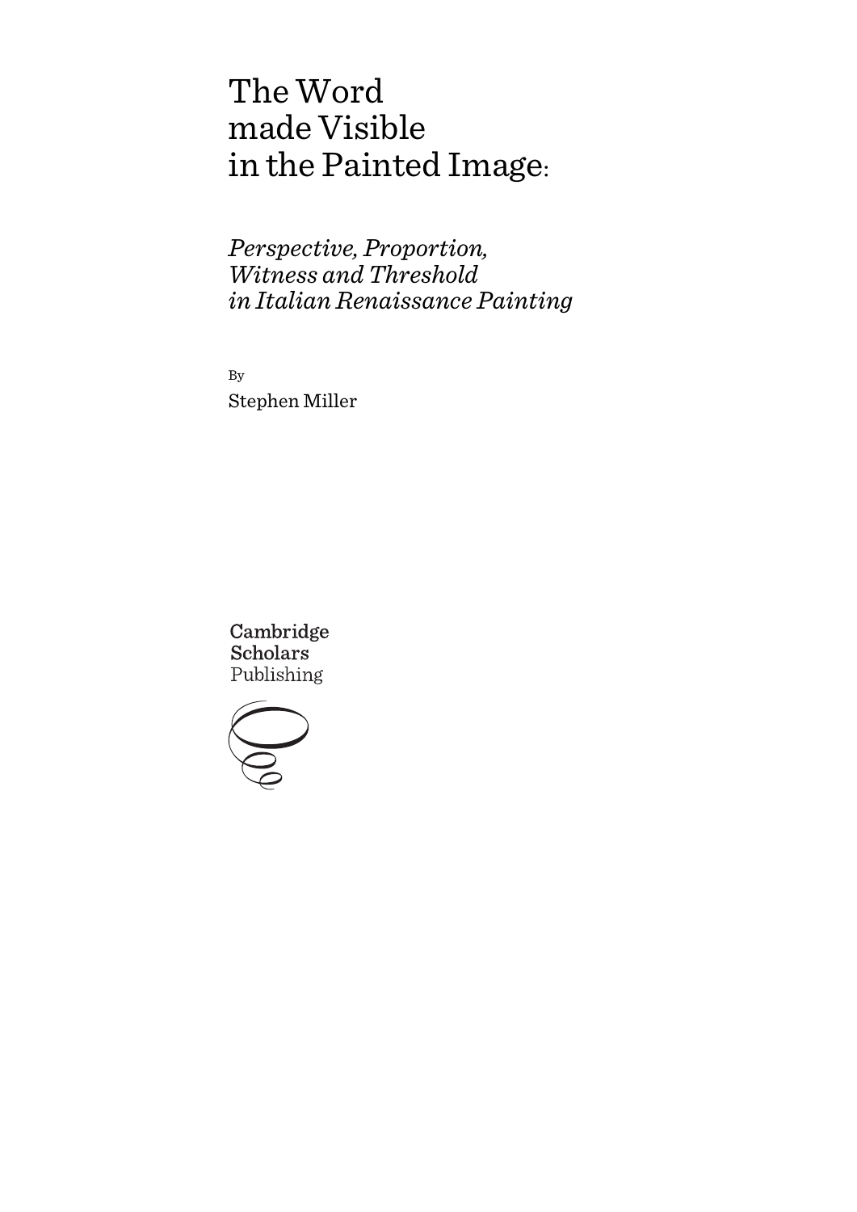# The Word made Visible in the Painted Image:

## *Perspective, Proportion, Witness and Threshold in Italian Renaissance Painting*

By

Stephen Miller

Cambridge Scholars Publishing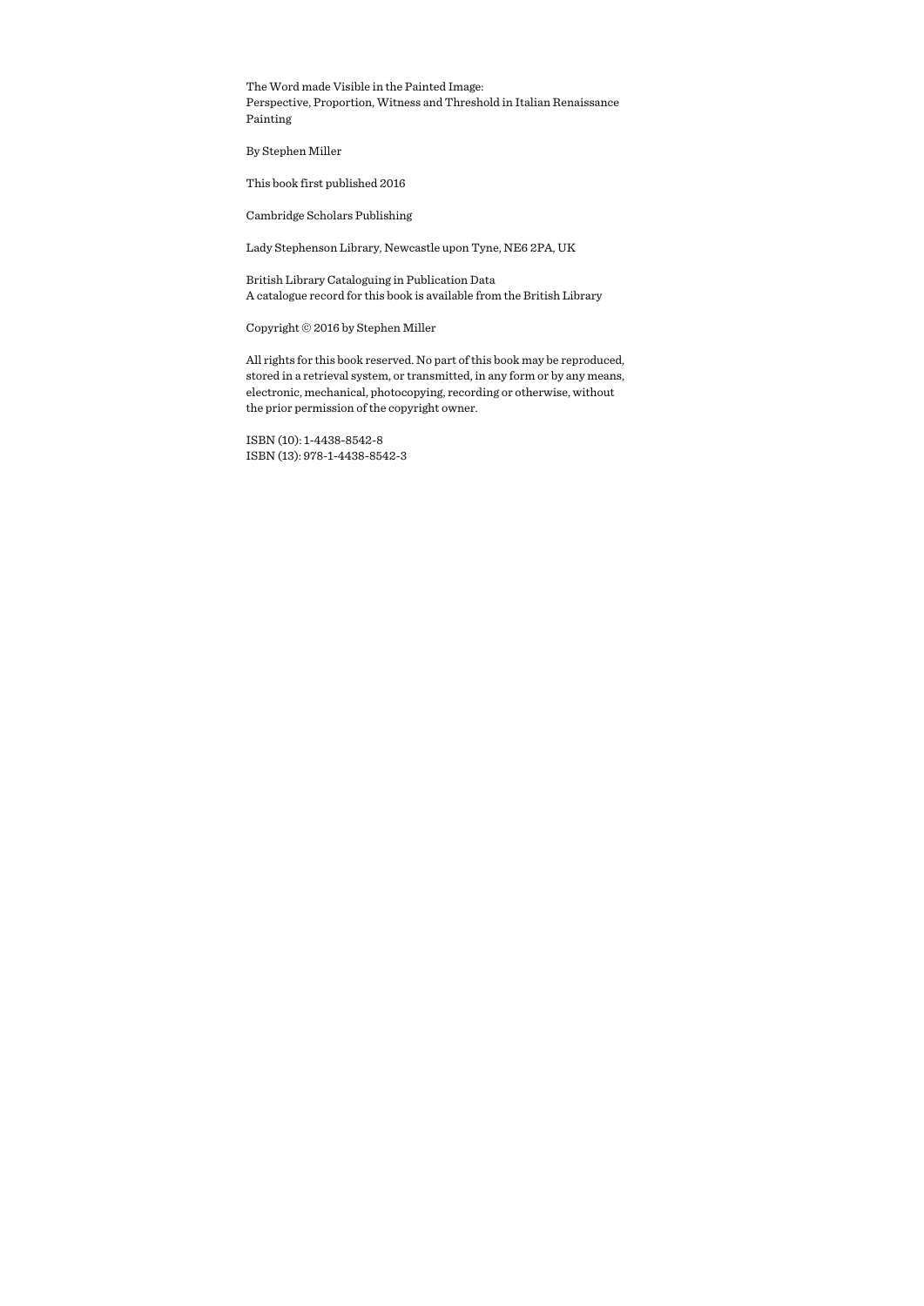The Word made Visible in the Painted Image:
Perspective, Proportion, Witness and Threshold in Italian Renaissance Painting

By Stephen Miller

This book first published 2016

Cambridge Scholars Publishing

Lady Stephenson Library, Newcastle upon Tyne, NE6 2PA, UK

British Library Cataloguing in Publication Data
A catalogue record for this book is available from the British Library

Copyright © 2016 by Stephen Miller

All rights for this book reserved. No part of this book may be reproduced, stored in a retrieval system, or transmitted, in any form or by any means, electronic, mechanical, photocopying, recording or otherwise, without the prior permission of the copyright owner.

ISBN (10): 1-4438-8542-8
ISBN (13): 978-1-4438-8542-3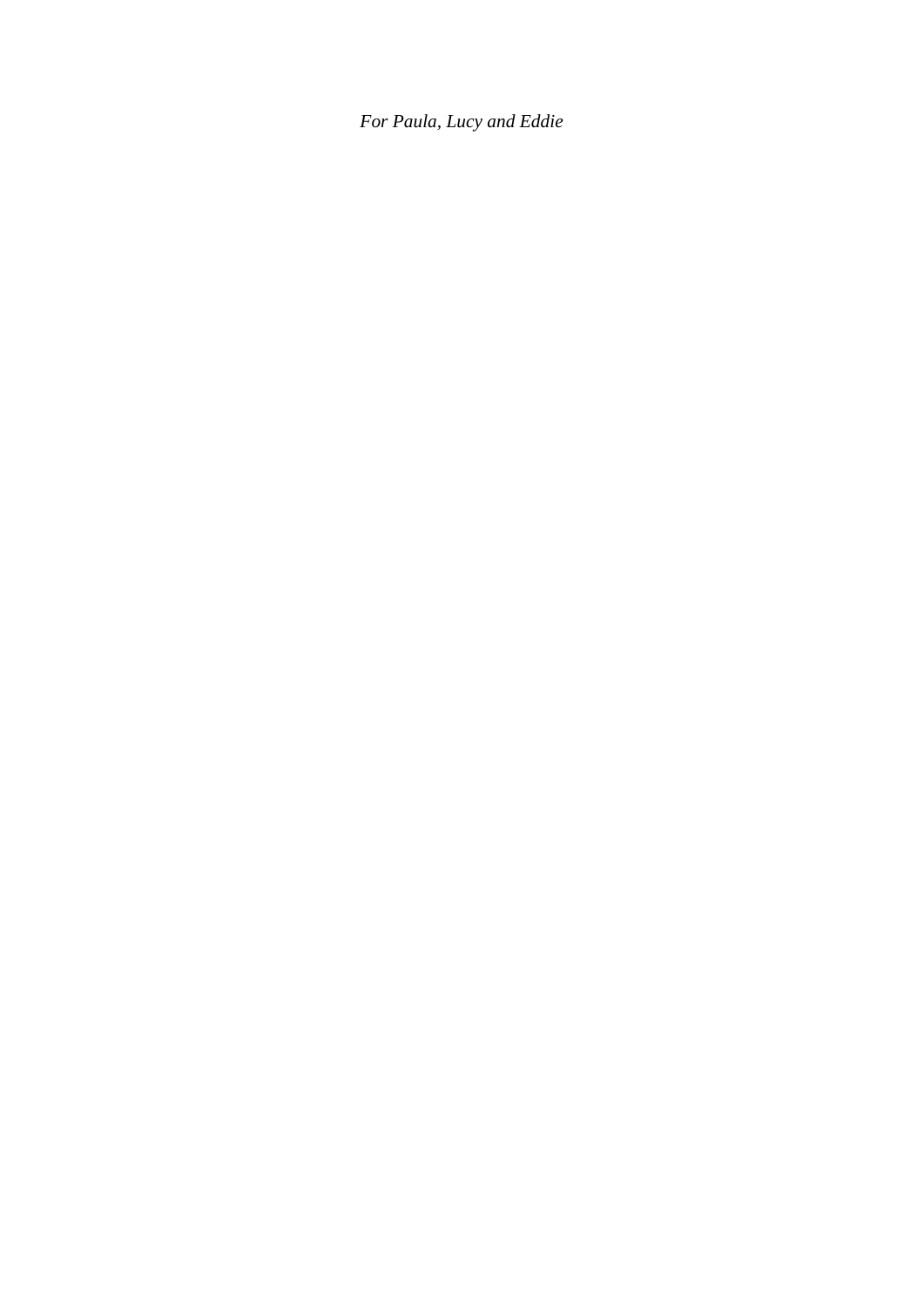*For Paula, Lucy and Eddie*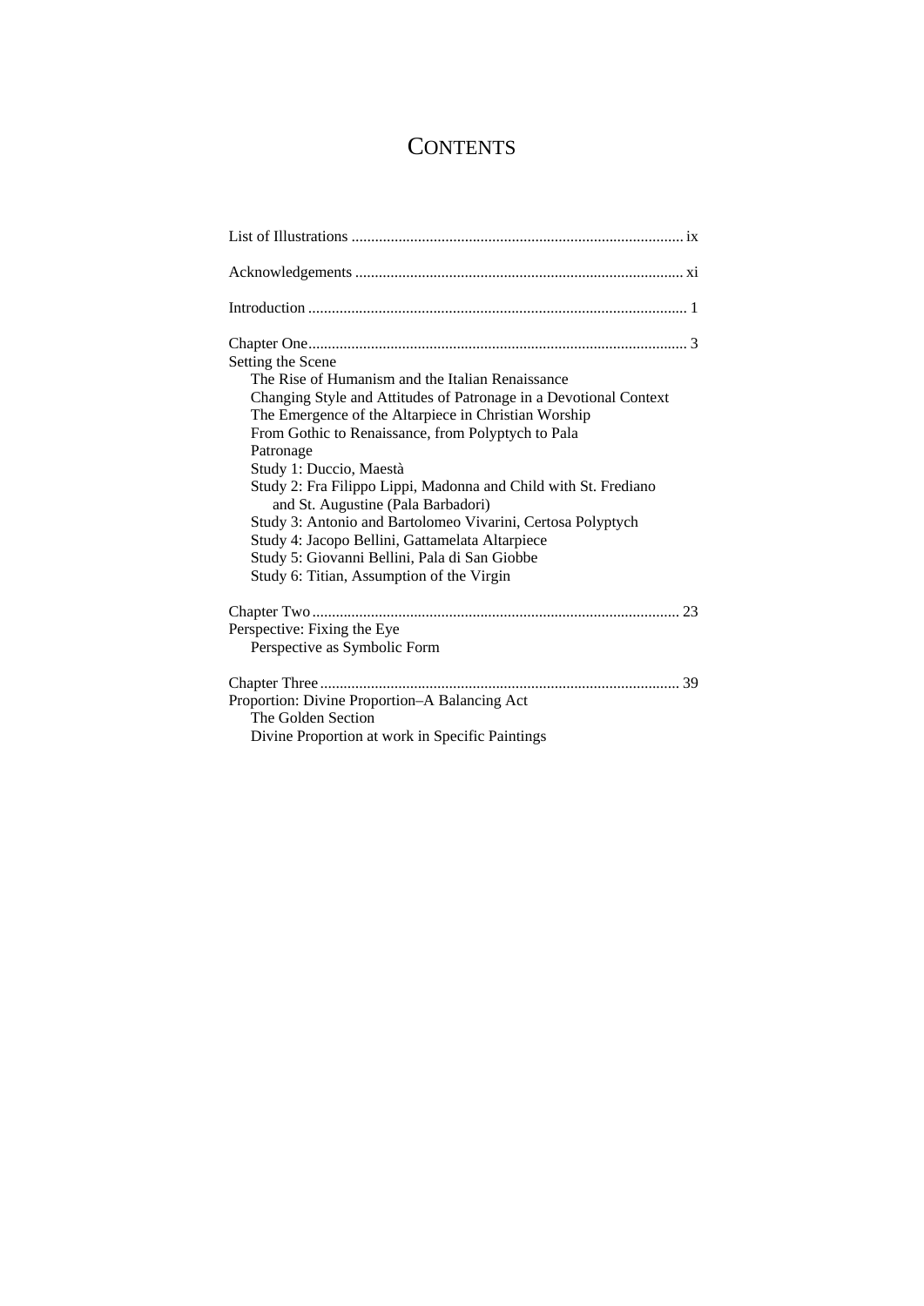# CONTENTS

List of Illustrations ..................................................................................... ix

Acknowledgements ..................................................................................... xi

Introduction ................................................................................................ 1

Chapter One................................................................................................ 3
Setting the Scene
- The Rise of Humanism and the Italian Renaissance
- Changing Style and Attitudes of Patronage in a Devotional Context
- The Emergence of the Altarpiece in Christian Worship
- From Gothic to Renaissance, from Polyptych to Pala
- Patronage
- Study 1: Duccio, Maestà
- Study 2: Fra Filippo Lippi, Madonna and Child with St. Frediano and St. Augustine (Pala Barbadori)
- Study 3: Antonio and Bartolomeo Vivarini, Certosa Polyptych
- Study 4: Jacopo Bellini, Gattamelata Altarpiece
- Study 5: Giovanni Bellini, Pala di San Giobbe
- Study 6: Titian, Assumption of the Virgin

Chapter Two.............................................................................................. 23
Perspective: Fixing the Eye
- Perspective as Symbolic Form

Chapter Three............................................................................................ 39
Proportion: Divine Proportion–A Balancing Act
- The Golden Section
- Divine Proportion at work in Specific Paintings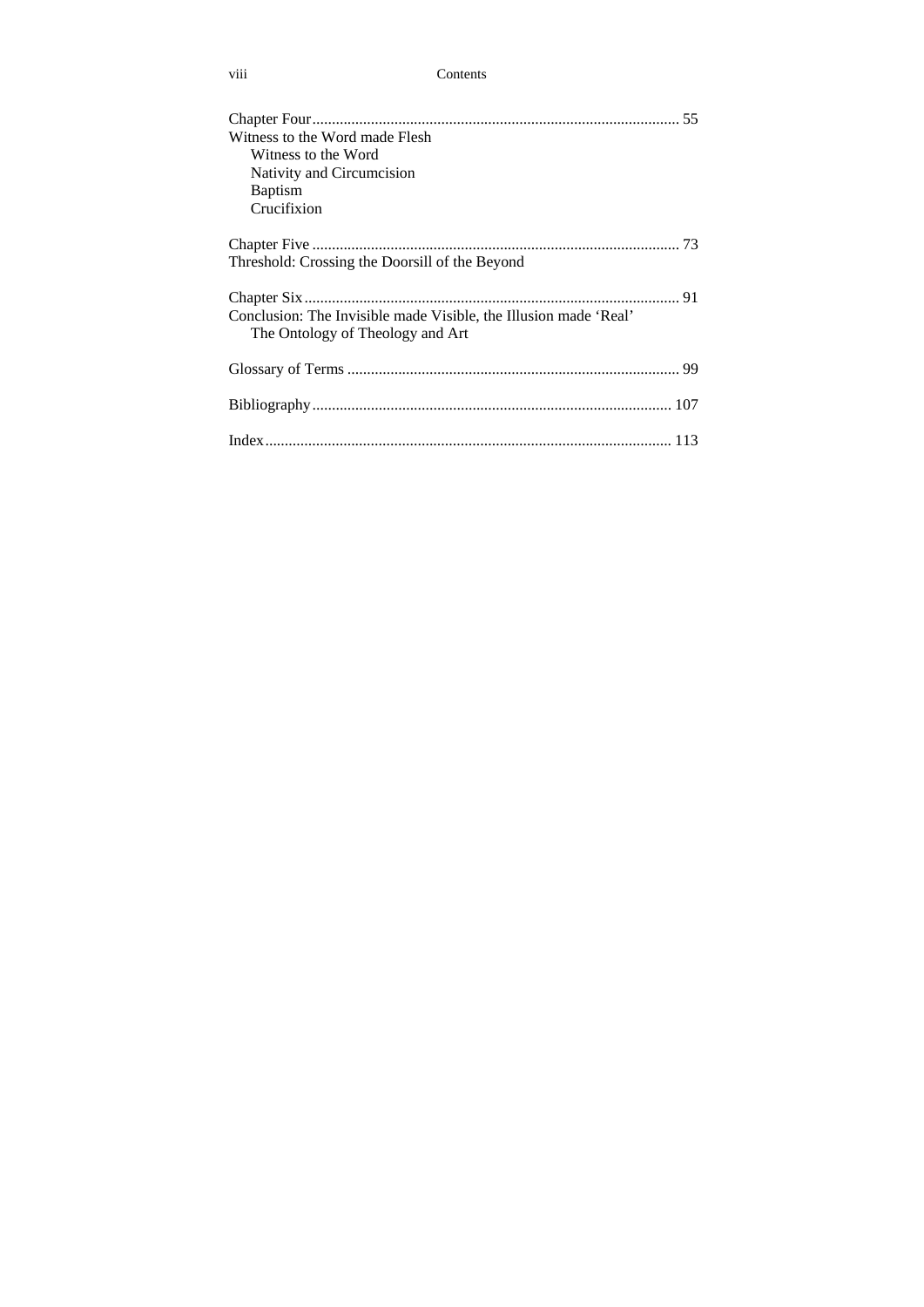Chapter Four ........................................................................................... 55
Witness to the Word made Flesh
  Witness to the Word
  Nativity and Circumcision
  Baptism
  Crucifixion

Chapter Five ........................................................................................... 73
Threshold: Crossing the Doorsill of the Beyond

Chapter Six ............................................................................................. 91
Conclusion: The Invisible made Visible, the Illusion made 'Real'
  The Ontology of Theology and Art

Glossary of Terms .................................................................................. 99

Bibliography ......................................................................................... 107

Index ..................................................................................................... 113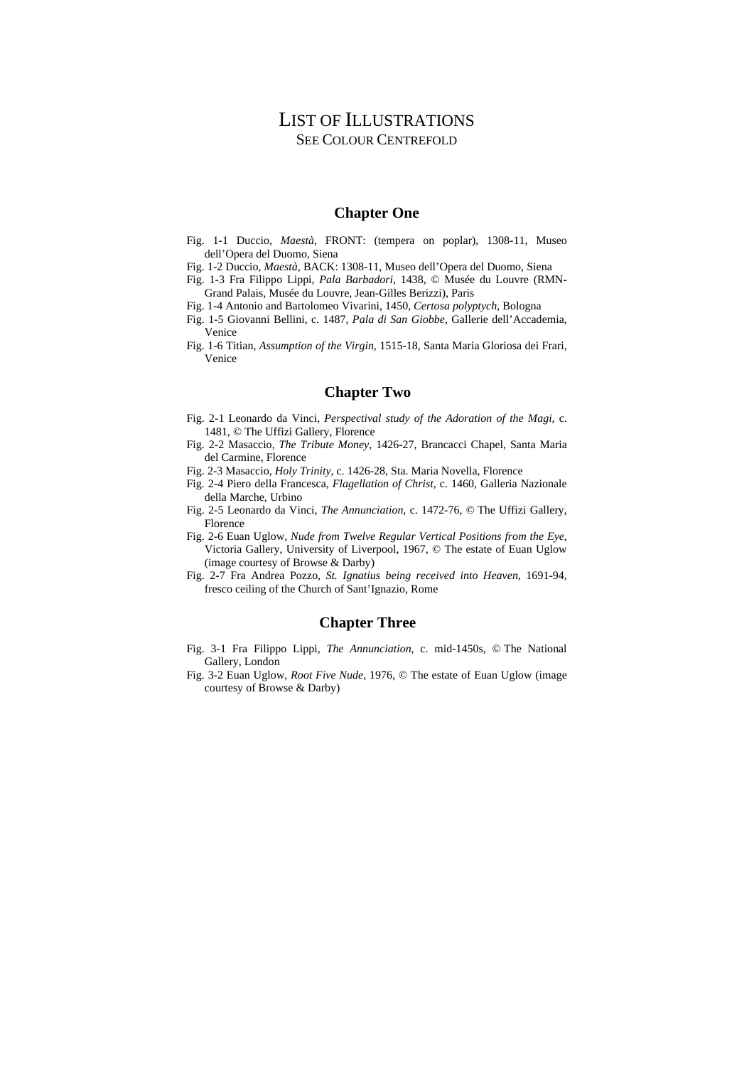# List of Illustrations
## See Colour Centrefold

### Chapter One

Fig. 1-1 Duccio, *Maestà*, FRONT: (tempera on poplar), 1308-11, Museo dell'Opera del Duomo, Siena

Fig. 1-2 Duccio, *Maestà*, BACK: 1308-11, Museo dell'Opera del Duomo, Siena

Fig. 1-3 Fra Filippo Lippi, *Pala Barbadori*, 1438, © Musée du Louvre (RMN-Grand Palais, Musée du Louvre, Jean-Gilles Berizzi), Paris

Fig. 1-4 Antonio and Bartolomeo Vivarini, 1450, *Certosa polyptych*, Bologna

Fig. 1-5 Giovanni Bellini, c. 1487, *Pala di San Giobbe*, Gallerie dell'Accademia, Venice

Fig. 1-6 Titian, *Assumption of the Virgin*, 1515-18, Santa Maria Gloriosa dei Frari, Venice

### Chapter Two

Fig. 2-1 Leonardo da Vinci, *Perspectival study of the Adoration of the Magi*, c. 1481, © The Uffizi Gallery, Florence

Fig. 2-2 Masaccio, *The Tribute Money*, 1426-27, Brancacci Chapel, Santa Maria del Carmine, Florence

Fig. 2-3 Masaccio, *Holy Trinity*, c. 1426-28, Sta. Maria Novella, Florence

Fig. 2-4 Piero della Francesca, *Flagellation of Christ*, c. 1460, Galleria Nazionale della Marche, Urbino

Fig. 2-5 Leonardo da Vinci, *The Annunciation*, c. 1472-76, © The Uffizi Gallery, Florence

Fig. 2-6 Euan Uglow, *Nude from Twelve Regular Vertical Positions from the Eye*, Victoria Gallery, University of Liverpool, 1967, © The estate of Euan Uglow (image courtesy of Browse & Darby)

Fig. 2-7 Fra Andrea Pozzo, *St. Ignatius being received into Heaven*, 1691-94, fresco ceiling of the Church of Sant'Ignazio, Rome

### Chapter Three

Fig. 3-1 Fra Filippo Lippi, *The Annunciation*, c. mid-1450s, © The National Gallery, London

Fig. 3-2 Euan Uglow, *Root Five Nude*, 1976, © The estate of Euan Uglow (image courtesy of Browse & Darby)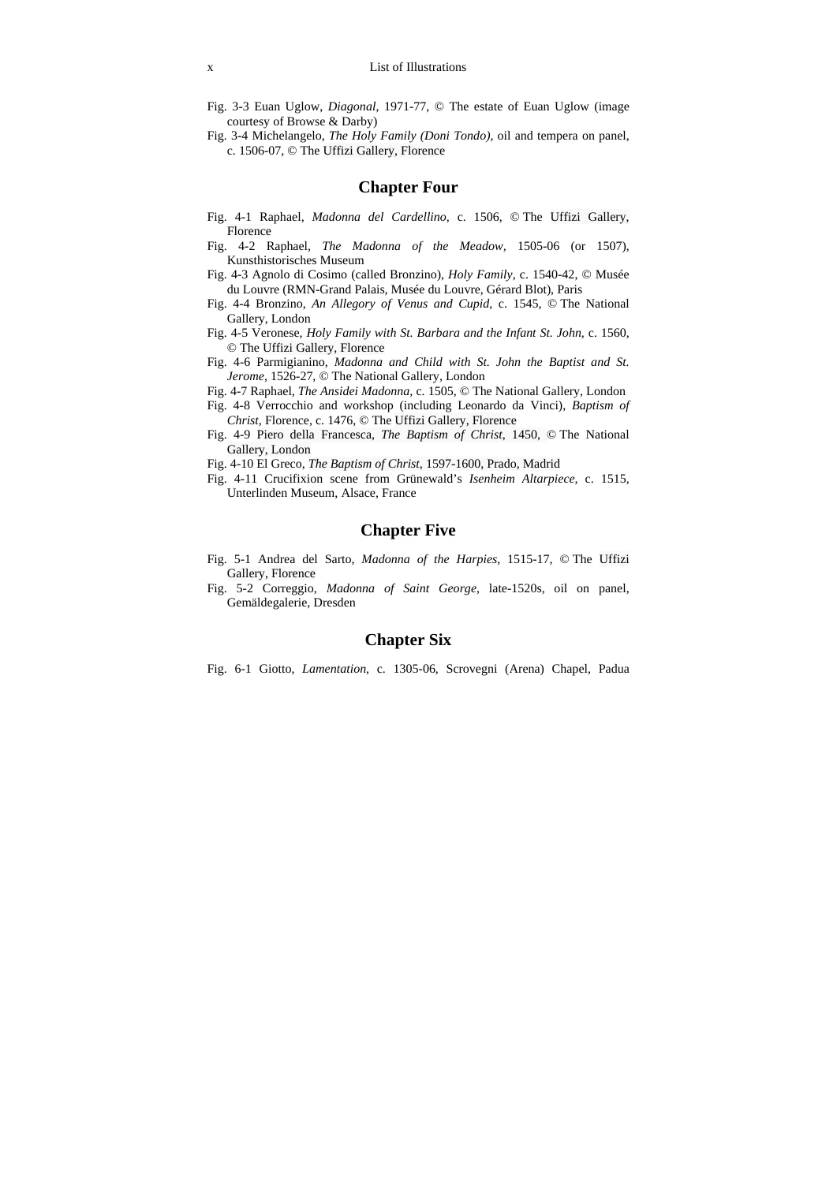Fig. 3-3 Euan Uglow, *Diagonal*, 1971-77, © The estate of Euan Uglow (image courtesy of Browse & Darby)
Fig. 3-4 Michelangelo, *The Holy Family (Doni Tondo)*, oil and tempera on panel, c. 1506-07, © The Uffizi Gallery, Florence

## Chapter Four

Fig. 4-1 Raphael, *Madonna del Cardellino*, c. 1506, © The Uffizi Gallery, Florence
Fig. 4-2 Raphael, *The Madonna of the Meadow*, 1505-06 (or 1507), Kunsthistorisches Museum
Fig. 4-3 Agnolo di Cosimo (called Bronzino), *Holy Family*, c. 1540-42, © Musée du Louvre (RMN-Grand Palais, Musée du Louvre, Gérard Blot), Paris
Fig. 4-4 Bronzino, *An Allegory of Venus and Cupid*, c. 1545, © The National Gallery, London
Fig. 4-5 Veronese, *Holy Family with St. Barbara and the Infant St. John*, c. 1560, © The Uffizi Gallery, Florence
Fig. 4-6 Parmigianino, *Madonna and Child with St. John the Baptist and St. Jerome*, 1526-27, © The National Gallery, London
Fig. 4-7 Raphael, *The Ansidei Madonna*, c. 1505, © The National Gallery, London
Fig. 4-8 Verrocchio and workshop (including Leonardo da Vinci), *Baptism of Christ*, Florence, c. 1476, © The Uffizi Gallery, Florence
Fig. 4-9 Piero della Francesca, *The Baptism of Christ*, 1450, © The National Gallery, London
Fig. 4-10 El Greco, *The Baptism of Christ*, 1597-1600, Prado, Madrid
Fig. 4-11 Crucifixion scene from Grünewald's *Isenheim Altarpiece*, c. 1515, Unterlinden Museum, Alsace, France

## Chapter Five

Fig. 5-1 Andrea del Sarto, *Madonna of the Harpies*, 1515-17, © The Uffizi Gallery, Florence
Fig. 5-2 Correggio, *Madonna of Saint George*, late-1520s, oil on panel, Gemäldegalerie, Dresden

## Chapter Six

Fig. 6-1 Giotto, *Lamentation*, c. 1305-06, Scrovegni (Arena) Chapel, Padua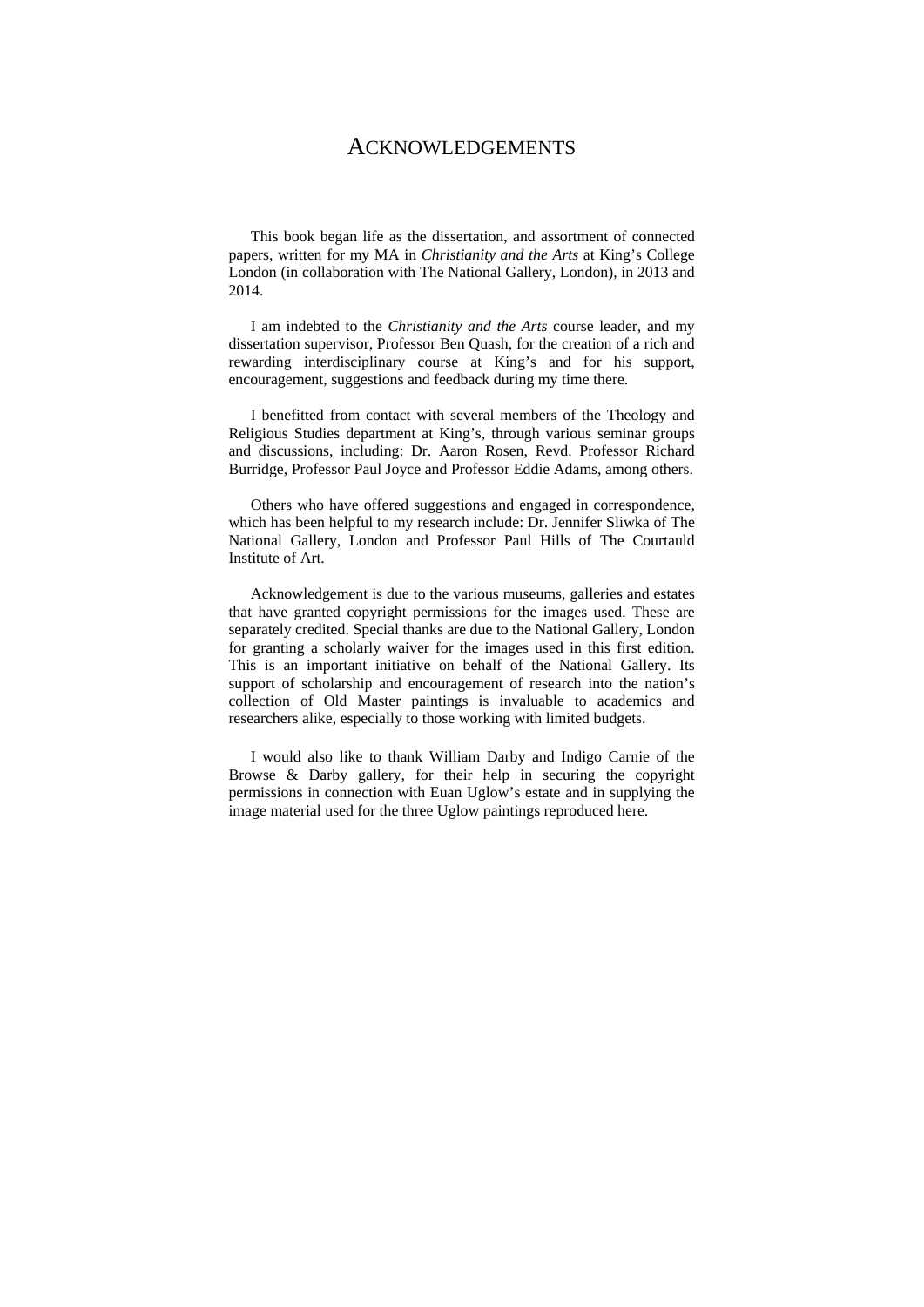# Acknowledgements

This book began life as the dissertation, and assortment of connected papers, written for my MA in *Christianity and the Arts* at King's College London (in collaboration with The National Gallery, London), in 2013 and 2014.

I am indebted to the *Christianity and the Arts* course leader, and my dissertation supervisor, Professor Ben Quash, for the creation of a rich and rewarding interdisciplinary course at King's and for his support, encouragement, suggestions and feedback during my time there.

I benefitted from contact with several members of the Theology and Religious Studies department at King's, through various seminar groups and discussions, including: Dr. Aaron Rosen, Revd. Professor Richard Burridge, Professor Paul Joyce and Professor Eddie Adams, among others.

Others who have offered suggestions and engaged in correspondence, which has been helpful to my research include: Dr. Jennifer Sliwka of The National Gallery, London and Professor Paul Hills of The Courtauld Institute of Art.

Acknowledgement is due to the various museums, galleries and estates that have granted copyright permissions for the images used. These are separately credited. Special thanks are due to the National Gallery, London for granting a scholarly waiver for the images used in this first edition. This is an important initiative on behalf of the National Gallery. Its support of scholarship and encouragement of research into the nation's collection of Old Master paintings is invaluable to academics and researchers alike, especially to those working with limited budgets.

I would also like to thank William Darby and Indigo Carnie of the Browse & Darby gallery, for their help in securing the copyright permissions in connection with Euan Uglow's estate and in supplying the image material used for the three Uglow paintings reproduced here.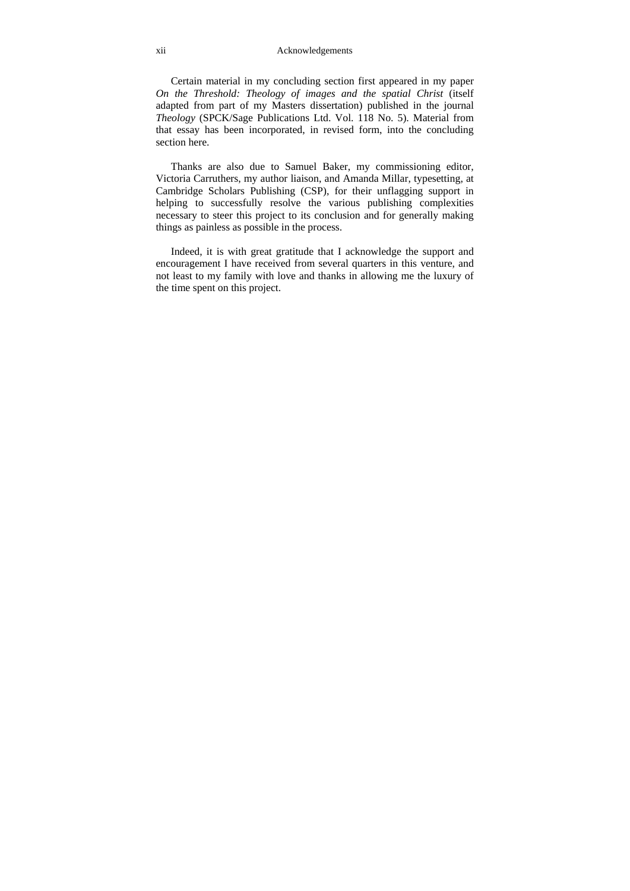Certain material in my concluding section first appeared in my paper *On the Threshold: Theology of images and the spatial Christ* (itself adapted from part of my Masters dissertation) published in the journal *Theology* (SPCK/Sage Publications Ltd. Vol. 118 No. 5). Material from that essay has been incorporated, in revised form, into the concluding section here.

Thanks are also due to Samuel Baker, my commissioning editor, Victoria Carruthers, my author liaison, and Amanda Millar, typesetting, at Cambridge Scholars Publishing (CSP), for their unflagging support in helping to successfully resolve the various publishing complexities necessary to steer this project to its conclusion and for generally making things as painless as possible in the process.

Indeed, it is with great gratitude that I acknowledge the support and encouragement I have received from several quarters in this venture, and not least to my family with love and thanks in allowing me the luxury of the time spent on this project.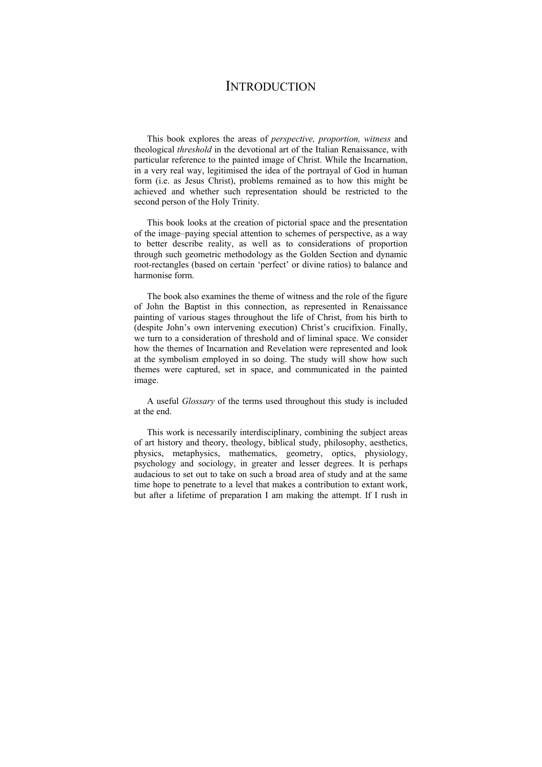# INTRODUCTION

This book explores the areas of *perspective, proportion, witness* and theological *threshold* in the devotional art of the Italian Renaissance, with particular reference to the painted image of Christ. While the Incarnation, in a very real way, legitimised the idea of the portrayal of God in human form (i.e. as Jesus Christ), problems remained as to how this might be achieved and whether such representation should be restricted to the second person of the Holy Trinity.

This book looks at the creation of pictorial space and the presentation of the image–paying special attention to schemes of perspective, as a way to better describe reality, as well as to considerations of proportion through such geometric methodology as the Golden Section and dynamic root-rectangles (based on certain 'perfect' or divine ratios) to balance and harmonise form.

The book also examines the theme of witness and the role of the figure of John the Baptist in this connection, as represented in Renaissance painting of various stages throughout the life of Christ, from his birth to (despite John's own intervening execution) Christ's crucifixion. Finally, we turn to a consideration of threshold and of liminal space. We consider how the themes of Incarnation and Revelation were represented and look at the symbolism employed in so doing. The study will show how such themes were captured, set in space, and communicated in the painted image.

A useful *Glossary* of the terms used throughout this study is included at the end.

This work is necessarily interdisciplinary, combining the subject areas of art history and theory, theology, biblical study, philosophy, aesthetics, physics, metaphysics, mathematics, geometry, optics, physiology, psychology and sociology, in greater and lesser degrees. It is perhaps audacious to set out to take on such a broad area of study and at the same time hope to penetrate to a level that makes a contribution to extant work, but after a lifetime of preparation I am making the attempt. If I rush in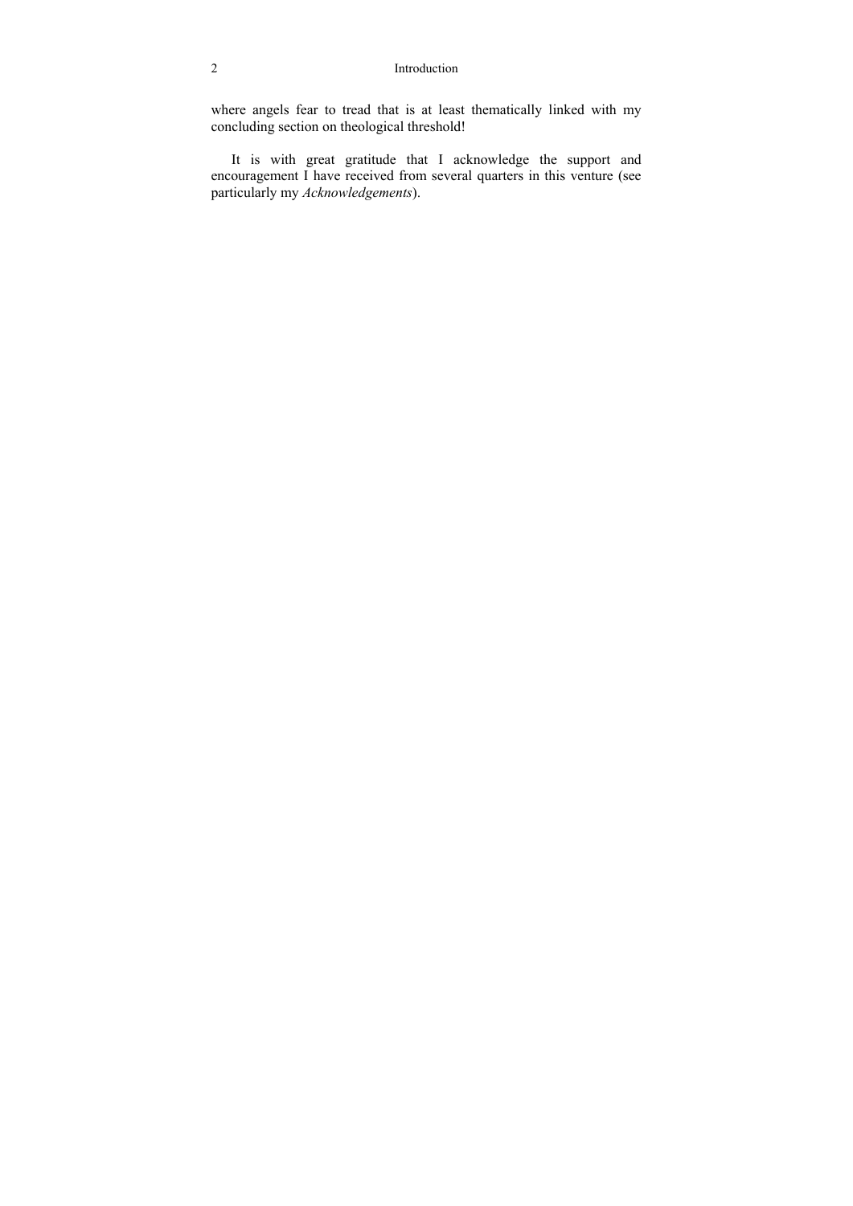where angels fear to tread that is at least thematically linked with my concluding section on theological threshold!

It is with great gratitude that I acknowledge the support and encouragement I have received from several quarters in this venture (see particularly my *Acknowledgements*).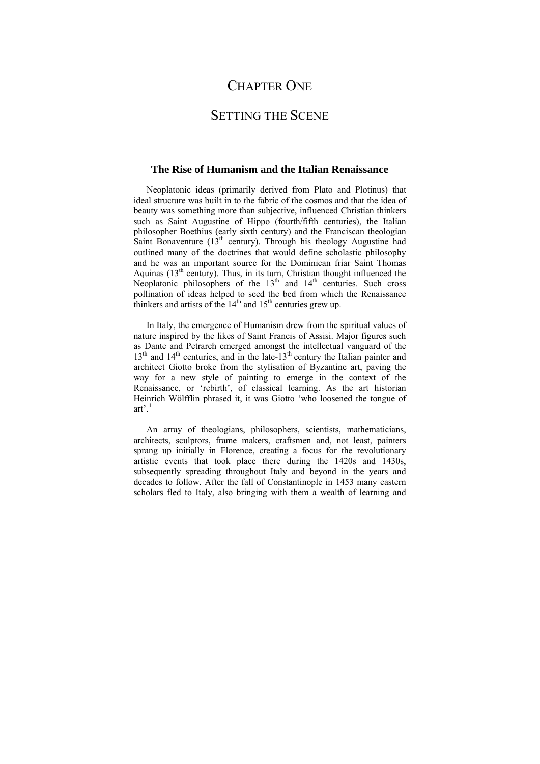# Chapter One

# Setting the Scene

## The Rise of Humanism and the Italian Renaissance

Neoplatonic ideas (primarily derived from Plato and Plotinus) that ideal structure was built in to the fabric of the cosmos and that the idea of beauty was something more than subjective, influenced Christian thinkers such as Saint Augustine of Hippo (fourth/fifth centuries), the Italian philosopher Boethius (early sixth century) and the Franciscan theologian Saint Bonaventure (13th century). Through his theology Augustine had outlined many of the doctrines that would define scholastic philosophy and he was an important source for the Dominican friar Saint Thomas Aquinas (13th century). Thus, in its turn, Christian thought influenced the Neoplatonic philosophers of the 13th and 14th centuries. Such cross pollination of ideas helped to seed the bed from which the Renaissance thinkers and artists of the 14th and 15th centuries grew up.

In Italy, the emergence of Humanism drew from the spiritual values of nature inspired by the likes of Saint Francis of Assisi. Major figures such as Dante and Petrarch emerged amongst the intellectual vanguard of the 13th and 14th centuries, and in the late-13th century the Italian painter and architect Giotto broke from the stylisation of Byzantine art, paving the way for a new style of painting to emerge in the context of the Renaissance, or 'rebirth', of classical learning. As the art historian Heinrich Wölfflin phrased it, it was Giotto 'who loosened the tongue of art'.[1]

An array of theologians, philosophers, scientists, mathematicians, architects, sculptors, frame makers, craftsmen and, not least, painters sprang up initially in Florence, creating a focus for the revolutionary artistic events that took place there during the 1420s and 1430s, subsequently spreading throughout Italy and beyond in the years and decades to follow. After the fall of Constantinople in 1453 many eastern scholars fled to Italy, also bringing with them a wealth of learning and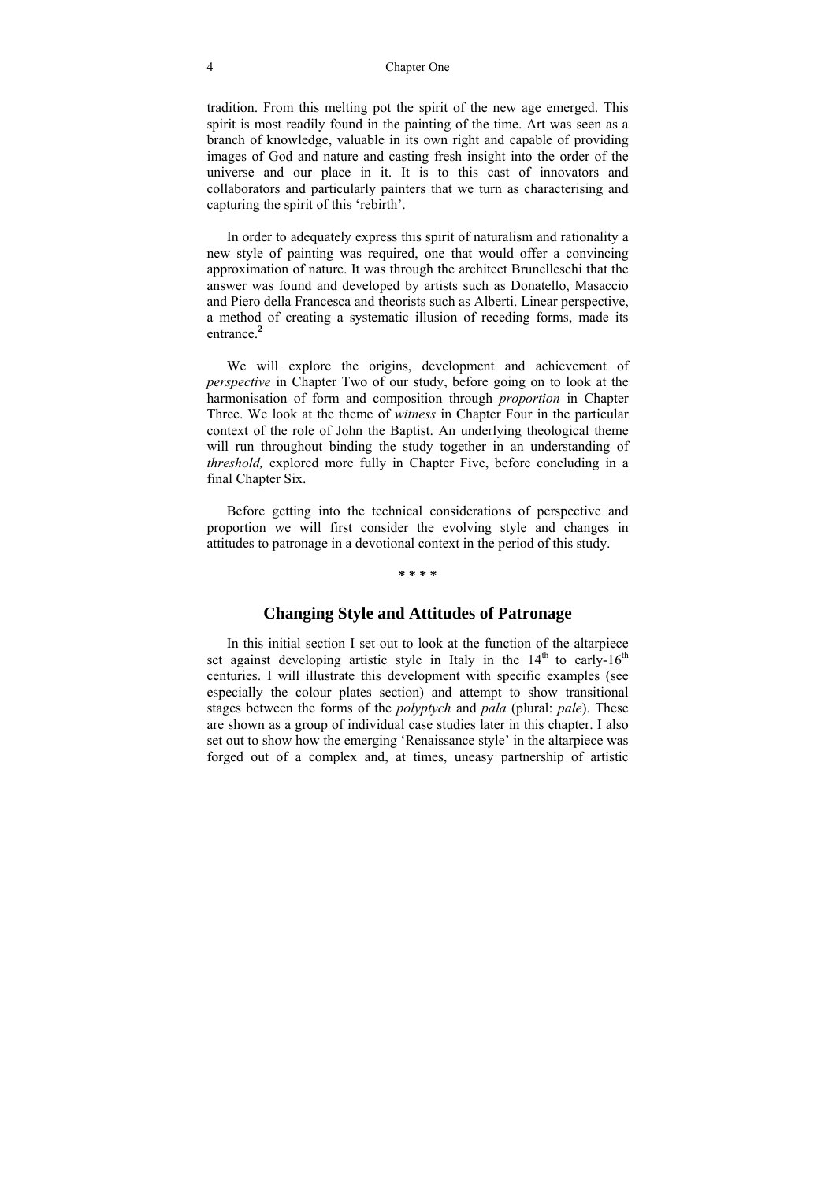tradition. From this melting pot the spirit of the new age emerged. This spirit is most readily found in the painting of the time. Art was seen as a branch of knowledge, valuable in its own right and capable of providing images of God and nature and casting fresh insight into the order of the universe and our place in it. It is to this cast of innovators and collaborators and particularly painters that we turn as characterising and capturing the spirit of this 'rebirth'.

In order to adequately express this spirit of naturalism and rationality a new style of painting was required, one that would offer a convincing approximation of nature. It was through the architect Brunelleschi that the answer was found and developed by artists such as Donatello, Masaccio and Piero della Francesca and theorists such as Alberti. Linear perspective, a method of creating a systematic illusion of receding forms, made its entrance.[2]

We will explore the origins, development and achievement of *perspective* in Chapter Two of our study, before going on to look at the harmonisation of form and composition through *proportion* in Chapter Three. We look at the theme of *witness* in Chapter Four in the particular context of the role of John the Baptist. An underlying theological theme will run throughout binding the study together in an understanding of *threshold,* explored more fully in Chapter Five, before concluding in a final Chapter Six.

Before getting into the technical considerations of perspective and proportion we will first consider the evolving style and changes in attitudes to patronage in a devotional context in the period of this study.

\* \* \* \*

## Changing Style and Attitudes of Patronage

In this initial section I set out to look at the function of the altarpiece set against developing artistic style in Italy in the 14th to early-16th centuries. I will illustrate this development with specific examples (see especially the colour plates section) and attempt to show transitional stages between the forms of the *polyptych* and *pala* (plural: *pale*). These are shown as a group of individual case studies later in this chapter. I also set out to show how the emerging 'Renaissance style' in the altarpiece was forged out of a complex and, at times, uneasy partnership of artistic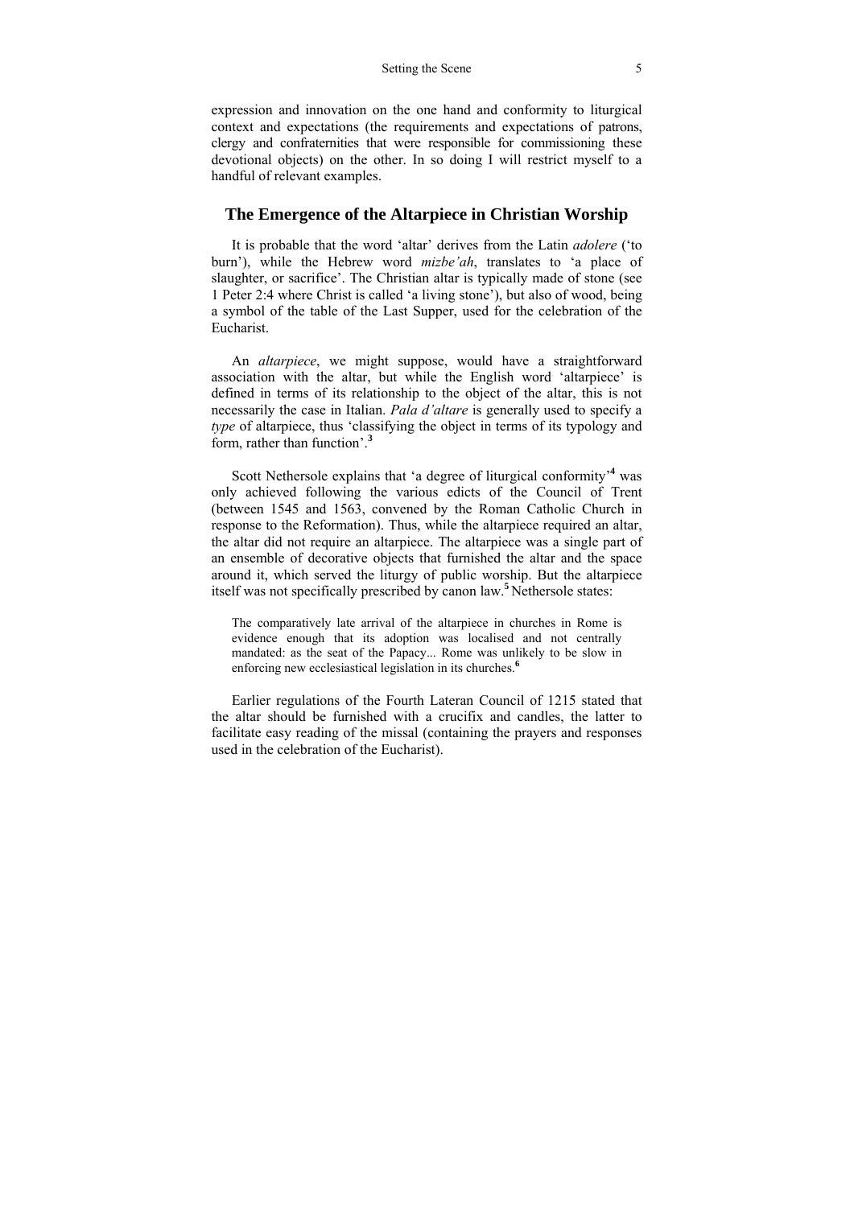expression and innovation on the one hand and conformity to liturgical context and expectations (the requirements and expectations of patrons, clergy and confraternities that were responsible for commissioning these devotional objects) on the other. In so doing I will restrict myself to a handful of relevant examples.

## The Emergence of the Altarpiece in Christian Worship

It is probable that the word 'altar' derives from the Latin *adolere* ('to burn'), while the Hebrew word *mizbe'ah*, translates to 'a place of slaughter, or sacrifice'. The Christian altar is typically made of stone (see 1 Peter 2:4 where Christ is called 'a living stone'), but also of wood, being a symbol of the table of the Last Supper, used for the celebration of the Eucharist.

An *altarpiece*, we might suppose, would have a straightforward association with the altar, but while the English word 'altarpiece' is defined in terms of its relationship to the object of the altar, this is not necessarily the case in Italian. *Pala d'altare* is generally used to specify a *type* of altarpiece, thus 'classifying the object in terms of its typology and form, rather than function'.[3]

Scott Nethersole explains that 'a degree of liturgical conformity'[4] was only achieved following the various edicts of the Council of Trent (between 1545 and 1563, convened by the Roman Catholic Church in response to the Reformation). Thus, while the altarpiece required an altar, the altar did not require an altarpiece. The altarpiece was a single part of an ensemble of decorative objects that furnished the altar and the space around it, which served the liturgy of public worship. But the altarpiece itself was not specifically prescribed by canon law.[5] Nethersole states:

> The comparatively late arrival of the altarpiece in churches in Rome is evidence enough that its adoption was localised and not centrally mandated: as the seat of the Papacy... Rome was unlikely to be slow in enforcing new ecclesiastical legislation in its churches.[6]

Earlier regulations of the Fourth Lateran Council of 1215 stated that the altar should be furnished with a crucifix and candles, the latter to facilitate easy reading of the missal (containing the prayers and responses used in the celebration of the Eucharist).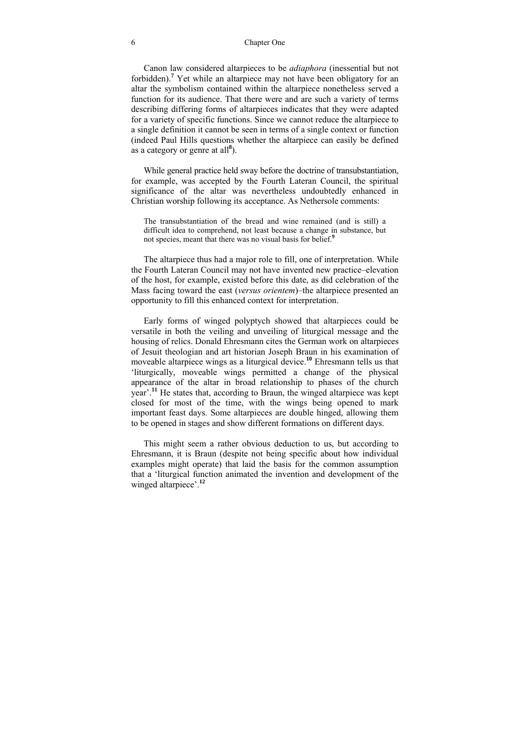Canon law considered altarpieces to be *adiaphora* (inessential but not forbidden).[7] Yet while an altarpiece may not have been obligatory for an altar the symbolism contained within the altarpiece nonetheless served a function for its audience. That there were and are such a variety of terms describing differing forms of altarpieces indicates that they were adapted for a variety of specific functions. Since we cannot reduce the altarpiece to a single definition it cannot be seen in terms of a single context or function (indeed Paul Hills questions whether the altarpiece can easily be defined as a category or genre at all[8]).

While general practice held sway before the doctrine of transubstantiation, for example, was accepted by the Fourth Lateran Council, the spiritual significance of the altar was nevertheless undoubtedly enhanced in Christian worship following its acceptance. As Nethersole comments:

> The transubstantiation of the bread and wine remained (and is still) a difficult idea to comprehend, not least because a change in substance, but not species, meant that there was no visual basis for belief.[9]

The altarpiece thus had a major role to fill, one of interpretation. While the Fourth Lateran Council may not have invented new practice–elevation of the host, for example, existed before this date, as did celebration of the Mass facing toward the east (*versus orientem*)–the altarpiece presented an opportunity to fill this enhanced context for interpretation.

Early forms of winged polyptych showed that altarpieces could be versatile in both the veiling and unveiling of liturgical message and the housing of relics. Donald Ehresmann cites the German work on altarpieces of Jesuit theologian and art historian Joseph Braun in his examination of moveable altarpiece wings as a liturgical device.[10] Ehresmann tells us that 'liturgically, moveable wings permitted a change of the physical appearance of the altar in broad relationship to phases of the church year'.[11] He states that, according to Braun, the winged altarpiece was kept closed for most of the time, with the wings being opened to mark important feast days. Some altarpieces are double hinged, allowing them to be opened in stages and show different formations on different days.

This might seem a rather obvious deduction to us, but according to Ehresmann, it is Braun (despite not being specific about how individual examples might operate) that laid the basis for the common assumption that a 'liturgical function animated the invention and development of the winged altarpiece'.[12]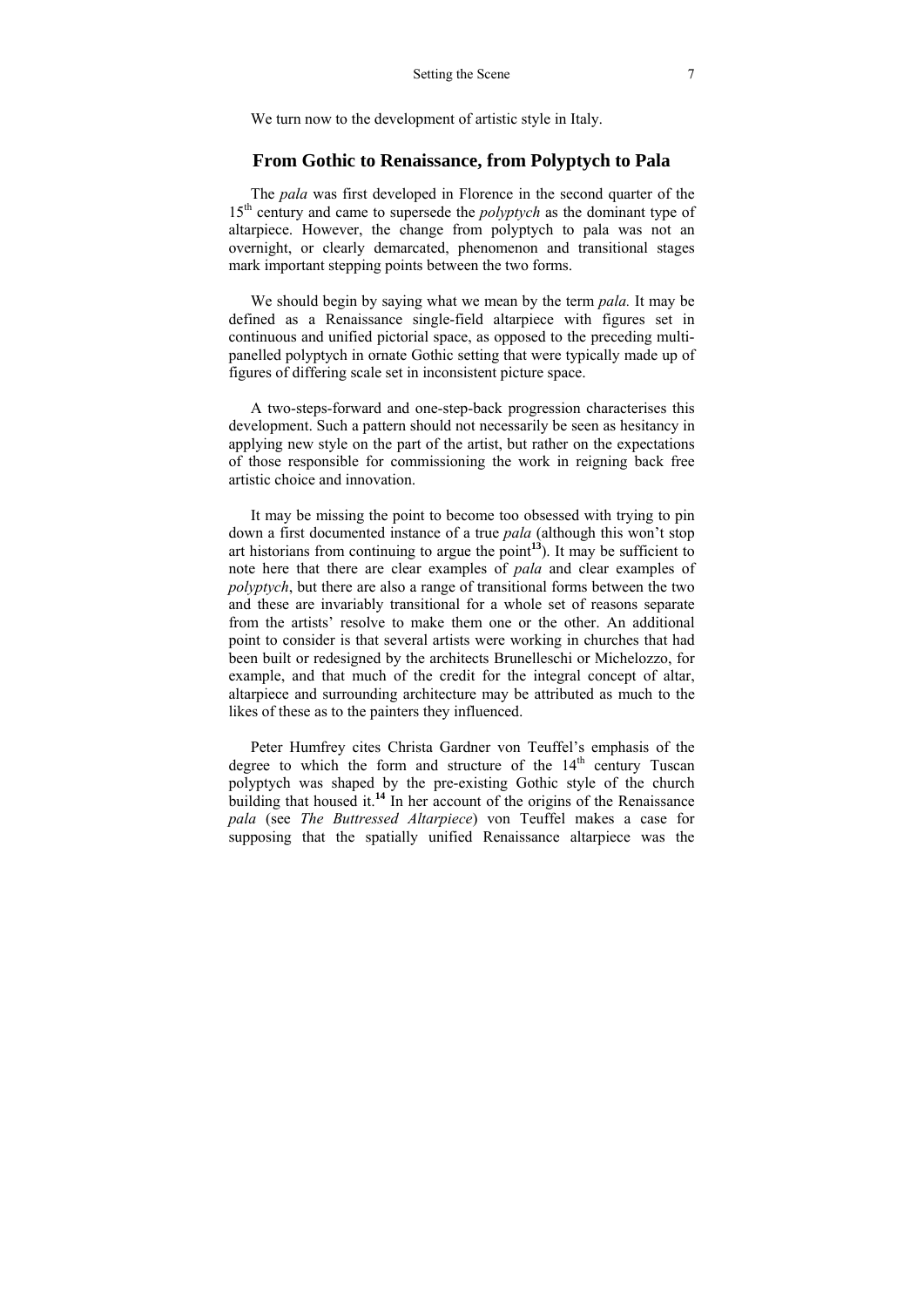We turn now to the development of artistic style in Italy.

## From Gothic to Renaissance, from Polyptych to Pala

The *pala* was first developed in Florence in the second quarter of the $15^{th}$ century and came to supersede the *polyptych* as the dominant type of altarpiece. However, the change from polyptych to pala was not an overnight, or clearly demarcated, phenomenon and transitional stages mark important stepping points between the two forms.

We should begin by saying what we mean by the term *pala.* It may be defined as a Renaissance single-field altarpiece with figures set in continuous and unified pictorial space, as opposed to the preceding multi-panelled polyptych in ornate Gothic setting that were typically made up of figures of differing scale set in inconsistent picture space.

A two-steps-forward and one-step-back progression characterises this development. Such a pattern should not necessarily be seen as hesitancy in applying new style on the part of the artist, but rather on the expectations of those responsible for commissioning the work in reigning back free artistic choice and innovation.

It may be missing the point to become too obsessed with trying to pin down a first documented instance of a true *pala* (although this won't stop art historians from continuing to argue the point[13]). It may be sufficient to note here that there are clear examples of *pala* and clear examples of *polyptych*, but there are also a range of transitional forms between the two and these are invariably transitional for a whole set of reasons separate from the artists' resolve to make them one or the other. An additional point to consider is that several artists were working in churches that had been built or redesigned by the architects Brunelleschi or Michelozzo, for example, and that much of the credit for the integral concept of altar, altarpiece and surrounding architecture may be attributed as much to the likes of these as to the painters they influenced.

Peter Humfrey cites Christa Gardner von Teuffel's emphasis of the degree to which the form and structure of the $14^{th}$ century Tuscan polyptych was shaped by the pre-existing Gothic style of the church building that housed it.[14] In her account of the origins of the Renaissance *pala* (see *The Buttressed Altarpiece*) von Teuffel makes a case for supposing that the spatially unified Renaissance altarpiece was the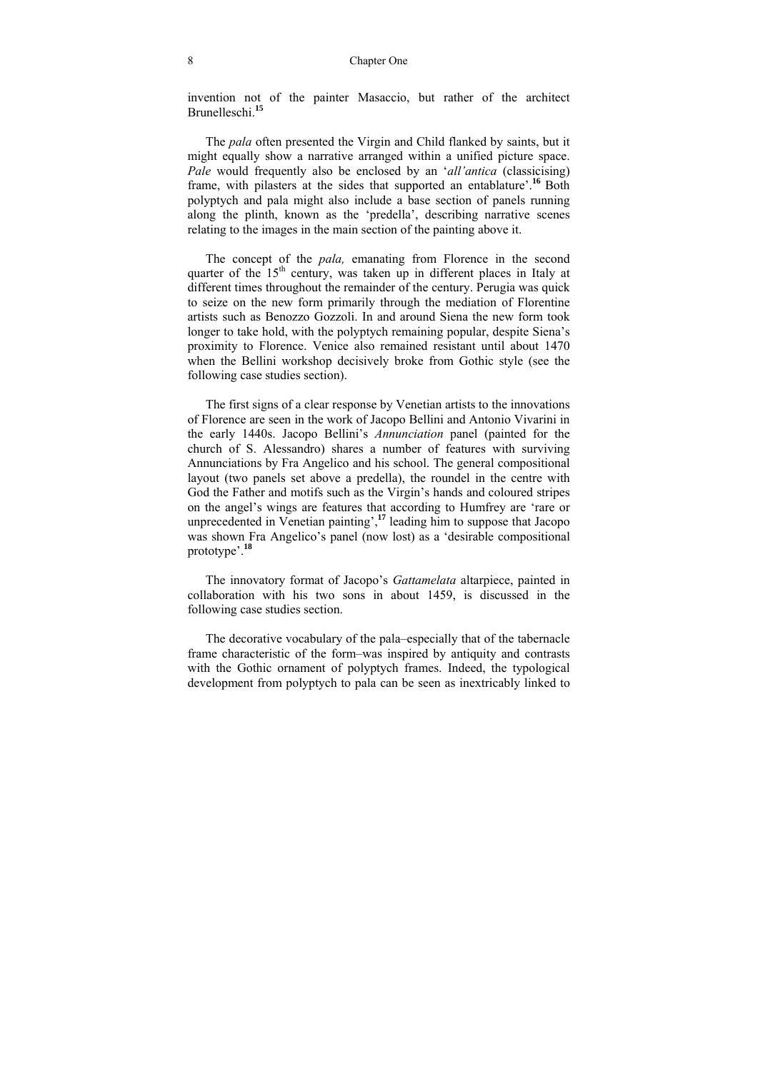invention not of the painter Masaccio, but rather of the architect Brunelleschi.[15]

The *pala* often presented the Virgin and Child flanked by saints, but it might equally show a narrative arranged within a unified picture space. *Pale* would frequently also be enclosed by an '*all'antica* (classicising) frame, with pilasters at the sides that supported an entablature'.[16] Both polyptych and pala might also include a base section of panels running along the plinth, known as the 'predella', describing narrative scenes relating to the images in the main section of the painting above it.

The concept of the *pala,* emanating from Florence in the second quarter of the 15th century, was taken up in different places in Italy at different times throughout the remainder of the century. Perugia was quick to seize on the new form primarily through the mediation of Florentine artists such as Benozzo Gozzoli. In and around Siena the new form took longer to take hold, with the polyptych remaining popular, despite Siena's proximity to Florence. Venice also remained resistant until about 1470 when the Bellini workshop decisively broke from Gothic style (see the following case studies section).

The first signs of a clear response by Venetian artists to the innovations of Florence are seen in the work of Jacopo Bellini and Antonio Vivarini in the early 1440s. Jacopo Bellini's *Annunciation* panel (painted for the church of S. Alessandro) shares a number of features with surviving Annunciations by Fra Angelico and his school. The general compositional layout (two panels set above a predella), the roundel in the centre with God the Father and motifs such as the Virgin's hands and coloured stripes on the angel's wings are features that according to Humfrey are 'rare or unprecedented in Venetian painting',[17] leading him to suppose that Jacopo was shown Fra Angelico's panel (now lost) as a 'desirable compositional prototype'.[18]

The innovatory format of Jacopo's *Gattamelata* altarpiece, painted in collaboration with his two sons in about 1459, is discussed in the following case studies section.

The decorative vocabulary of the pala–especially that of the tabernacle frame characteristic of the form–was inspired by antiquity and contrasts with the Gothic ornament of polyptych frames. Indeed, the typological development from polyptych to pala can be seen as inextricably linked to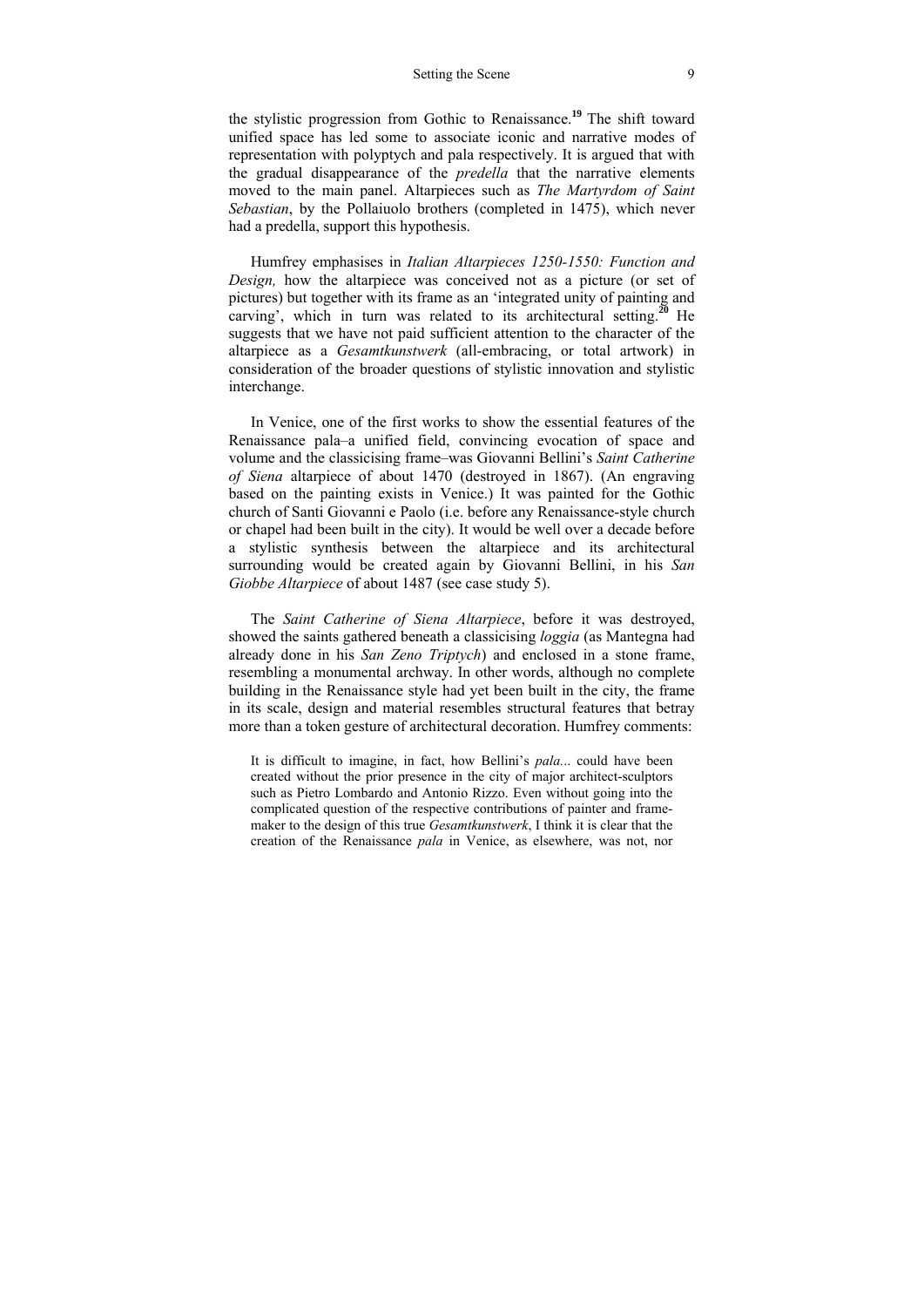the stylistic progression from Gothic to Renaissance.[19] The shift toward unified space has led some to associate iconic and narrative modes of representation with polyptych and pala respectively. It is argued that with the gradual disappearance of the *predella* that the narrative elements moved to the main panel. Altarpieces such as *The Martyrdom of Saint Sebastian*, by the Pollaiuolo brothers (completed in 1475), which never had a predella, support this hypothesis.

Humfrey emphasises in *Italian Altarpieces 1250-1550: Function and Design,* how the altarpiece was conceived not as a picture (or set of pictures) but together with its frame as an 'integrated unity of painting and carving', which in turn was related to its architectural setting.[20] He suggests that we have not paid sufficient attention to the character of the altarpiece as a *Gesamtkunstwerk* (all-embracing, or total artwork) in consideration of the broader questions of stylistic innovation and stylistic interchange.

In Venice, one of the first works to show the essential features of the Renaissance pala–a unified field, convincing evocation of space and volume and the classicising frame–was Giovanni Bellini's *Saint Catherine of Siena* altarpiece of about 1470 (destroyed in 1867). (An engraving based on the painting exists in Venice.) It was painted for the Gothic church of Santi Giovanni e Paolo (i.e. before any Renaissance-style church or chapel had been built in the city). It would be well over a decade before a stylistic synthesis between the altarpiece and its architectural surrounding would be created again by Giovanni Bellini, in his *San Giobbe Altarpiece* of about 1487 (see case study 5).

The *Saint Catherine of Siena Altarpiece*, before it was destroyed, showed the saints gathered beneath a classicising *loggia* (as Mantegna had already done in his *San Zeno Triptych*) and enclosed in a stone frame, resembling a monumental archway. In other words, although no complete building in the Renaissance style had yet been built in the city, the frame in its scale, design and material resembles structural features that betray more than a token gesture of architectural decoration. Humfrey comments:

> It is difficult to imagine, in fact, how Bellini's *pala...* could have been created without the prior presence in the city of major architect-sculptors such as Pietro Lombardo and Antonio Rizzo. Even without going into the complicated question of the respective contributions of painter and frame-maker to the design of this true *Gesamtkunstwerk*, I think it is clear that the creation of the Renaissance *pala* in Venice, as elsewhere, was not, nor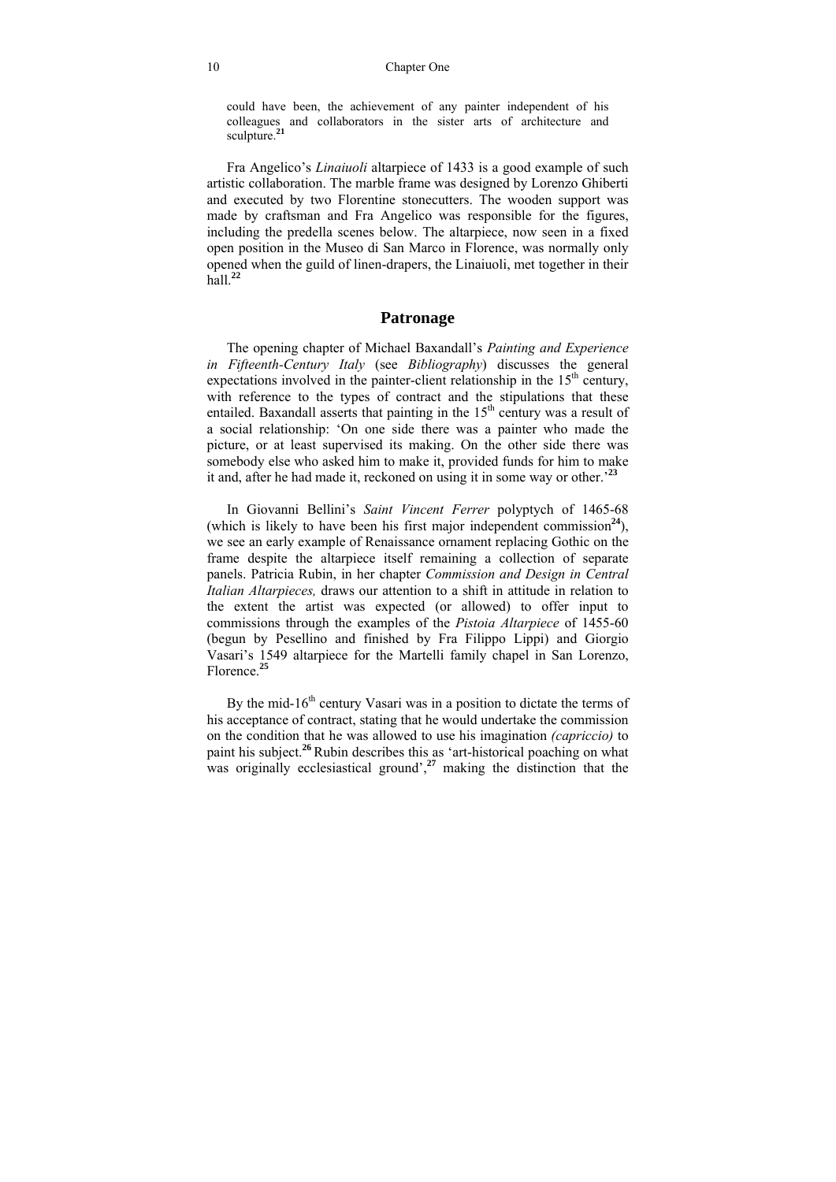could have been, the achievement of any painter independent of his colleagues and collaborators in the sister arts of architecture and sculpture.[21]

Fra Angelico's *Linaiuoli* altarpiece of 1433 is a good example of such artistic collaboration. The marble frame was designed by Lorenzo Ghiberti and executed by two Florentine stonecutters. The wooden support was made by craftsman and Fra Angelico was responsible for the figures, including the predella scenes below. The altarpiece, now seen in a fixed open position in the Museo di San Marco in Florence, was normally only opened when the guild of linen-drapers, the Linaiuoli, met together in their hall.[22]

## Patronage

The opening chapter of Michael Baxandall's *Painting and Experience in Fifteenth-Century Italy* (see *Bibliography*) discusses the general expectations involved in the painter-client relationship in the 15th century, with reference to the types of contract and the stipulations that these entailed. Baxandall asserts that painting in the 15th century was a result of a social relationship: 'On one side there was a painter who made the picture, or at least supervised its making. On the other side there was somebody else who asked him to make it, provided funds for him to make it and, after he had made it, reckoned on using it in some way or other.'[23]

In Giovanni Bellini's *Saint Vincent Ferrer* polyptych of 1465-68 (which is likely to have been his first major independent commission[24]), we see an early example of Renaissance ornament replacing Gothic on the frame despite the altarpiece itself remaining a collection of separate panels. Patricia Rubin, in her chapter *Commission and Design in Central Italian Altarpieces,* draws our attention to a shift in attitude in relation to the extent the artist was expected (or allowed) to offer input to commissions through the examples of the *Pistoia Altarpiece* of 1455-60 (begun by Pesellino and finished by Fra Filippo Lippi) and Giorgio Vasari's 1549 altarpiece for the Martelli family chapel in San Lorenzo, Florence.[25]

By the mid-16th century Vasari was in a position to dictate the terms of his acceptance of contract, stating that he would undertake the commission on the condition that he was allowed to use his imagination *(capriccio)* to paint his subject.[26] Rubin describes this as 'art-historical poaching on what was originally ecclesiastical ground',[27] making the distinction that the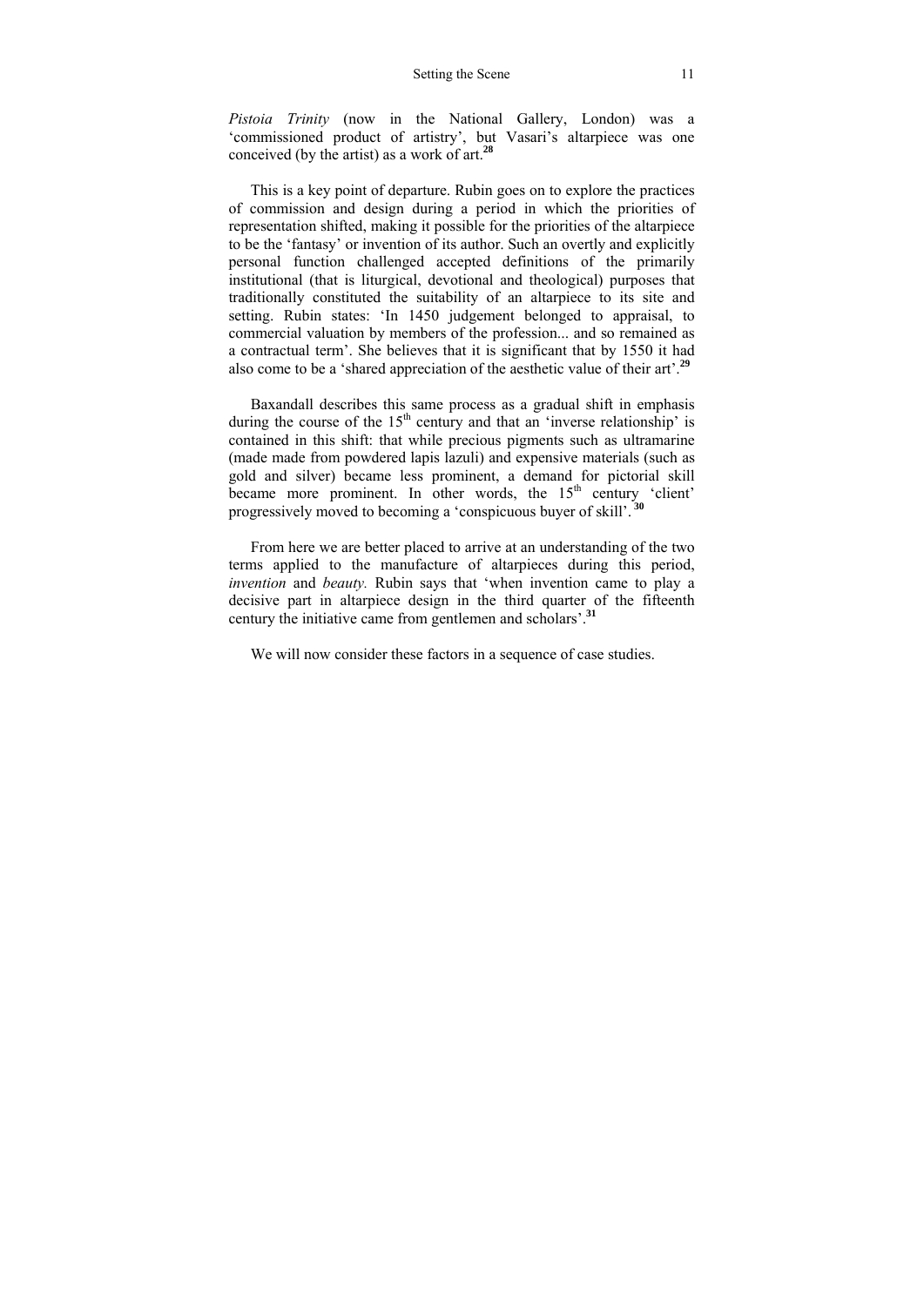*Pistoia Trinity* (now in the National Gallery, London) was a 'commissioned product of artistry', but Vasari's altarpiece was one conceived (by the artist) as a work of art.[28]

This is a key point of departure. Rubin goes on to explore the practices of commission and design during a period in which the priorities of representation shifted, making it possible for the priorities of the altarpiece to be the 'fantasy' or invention of its author. Such an overtly and explicitly personal function challenged accepted definitions of the primarily institutional (that is liturgical, devotional and theological) purposes that traditionally constituted the suitability of an altarpiece to its site and setting. Rubin states: 'In 1450 judgement belonged to appraisal, to commercial valuation by members of the profession... and so remained as a contractual term'. She believes that it is significant that by 1550 it had also come to be a 'shared appreciation of the aesthetic value of their art'.[29]

Baxandall describes this same process as a gradual shift in emphasis during the course of the 15th century and that an 'inverse relationship' is contained in this shift: that while precious pigments such as ultramarine (made made from powdered lapis lazuli) and expensive materials (such as gold and silver) became less prominent, a demand for pictorial skill became more prominent. In other words, the 15th century 'client' progressively moved to becoming a 'conspicuous buyer of skill'.[30]

From here we are better placed to arrive at an understanding of the two terms applied to the manufacture of altarpieces during this period, *invention* and *beauty.* Rubin says that 'when invention came to play a decisive part in altarpiece design in the third quarter of the fifteenth century the initiative came from gentlemen and scholars'.[31]

We will now consider these factors in a sequence of case studies.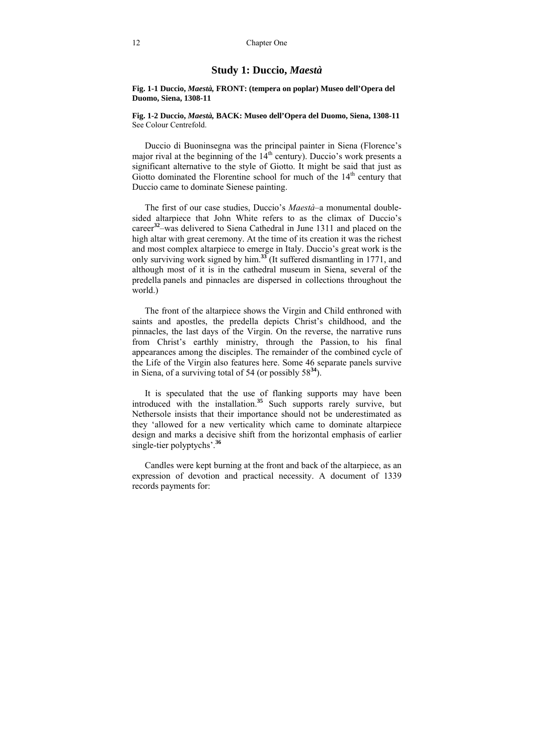## Study 1: Duccio, *Maestà*

**Fig. 1-1 Duccio, *Maestà,* FRONT: (tempera on poplar) Museo dell'Opera del Duomo, Siena, 1308-11**

**Fig. 1-2 Duccio, *Maestà,* BACK: Museo dell'Opera del Duomo, Siena, 1308-11**
See Colour Centrefold.

Duccio di Buoninsegna was the principal painter in Siena (Florence's major rival at the beginning of the 14th century). Duccio's work presents a significant alternative to the style of Giotto. It might be said that just as Giotto dominated the Florentine school for much of the 14th century that Duccio came to dominate Sienese painting.

The first of our case studies, Duccio's *Maestà*–a monumental double-sided altarpiece that John White refers to as the climax of Duccio's career[32]–was delivered to Siena Cathedral in June 1311 and placed on the high altar with great ceremony. At the time of its creation it was the richest and most complex altarpiece to emerge in Italy. Duccio's great work is the only surviving work signed by him.[33] (It suffered dismantling in 1771, and although most of it is in the cathedral museum in Siena, several of the predella panels and pinnacles are dispersed in collections throughout the world.)

The front of the altarpiece shows the Virgin and Child enthroned with saints and apostles, the predella depicts Christ's childhood, and the pinnacles, the last days of the Virgin. On the reverse, the narrative runs from Christ's earthly ministry, through the Passion, to his final appearances among the disciples. The remainder of the combined cycle of the Life of the Virgin also features here. Some 46 separate panels survive in Siena, of a surviving total of 54 (or possibly 58[34]).

It is speculated that the use of flanking supports may have been introduced with the installation.[35] Such supports rarely survive, but Nethersole insists that their importance should not be underestimated as they 'allowed for a new verticality which came to dominate altarpiece design and marks a decisive shift from the horizontal emphasis of earlier single-tier polyptychs'.[36]

Candles were kept burning at the front and back of the altarpiece, as an expression of devotion and practical necessity. A document of 1339 records payments for: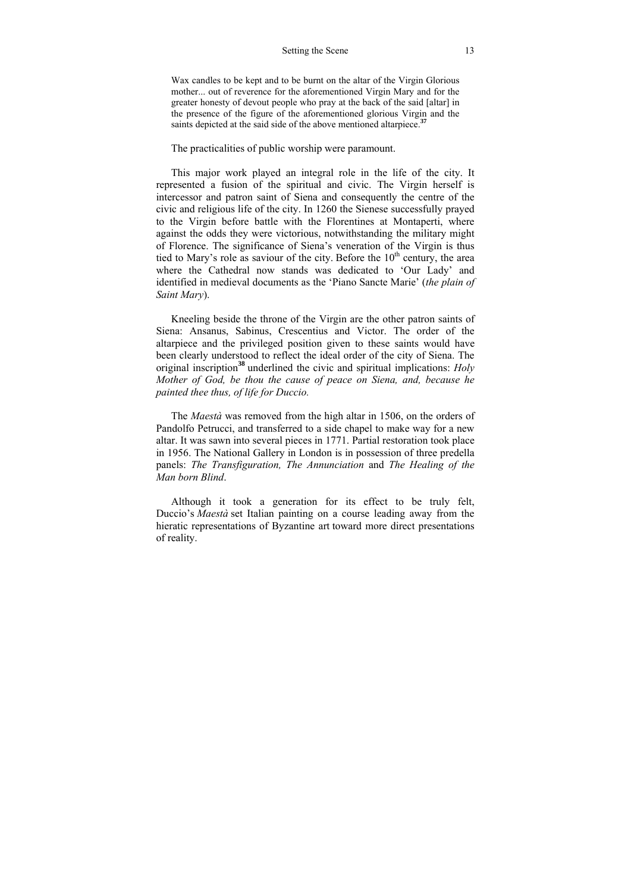> Wax candles to be kept and to be burnt on the altar of the Virgin Glorious mother... out of reverence for the aforementioned Virgin Mary and for the greater honesty of devout people who pray at the back of the said [altar] in the presence of the figure of the aforementioned glorious Virgin and the saints depicted at the said side of the above mentioned altarpiece.[37]

The practicalities of public worship were paramount.

This major work played an integral role in the life of the city. It represented a fusion of the spiritual and civic. The Virgin herself is intercessor and patron saint of Siena and consequently the centre of the civic and religious life of the city. In 1260 the Sienese successfully prayed to the Virgin before battle with the Florentines at Montaperti, where against the odds they were victorious, notwithstanding the military might of Florence. The significance of Siena's veneration of the Virgin is thus tied to Mary's role as saviour of the city. Before the 10th century, the area where the Cathedral now stands was dedicated to 'Our Lady' and identified in medieval documents as the 'Piano Sancte Marie' (*the plain of Saint Mary*).

Kneeling beside the throne of the Virgin are the other patron saints of Siena: Ansanus, Sabinus, Crescentius and Victor. The order of the altarpiece and the privileged position given to these saints would have been clearly understood to reflect the ideal order of the city of Siena. The original inscription[38] underlined the civic and spiritual implications: *Holy Mother of God, be thou the cause of peace on Siena, and, because he painted thee thus, of life for Duccio.*

The *Maestà* was removed from the high altar in 1506, on the orders of Pandolfo Petrucci, and transferred to a side chapel to make way for a new altar. It was sawn into several pieces in 1771. Partial restoration took place in 1956. The National Gallery in London is in possession of three predella panels: *The Transfiguration, The Annunciation* and *The Healing of the Man born Blind*.

Although it took a generation for its effect to be truly felt, Duccio's *Maestà* set Italian painting on a course leading away from the hieratic representations of Byzantine art toward more direct presentations of reality.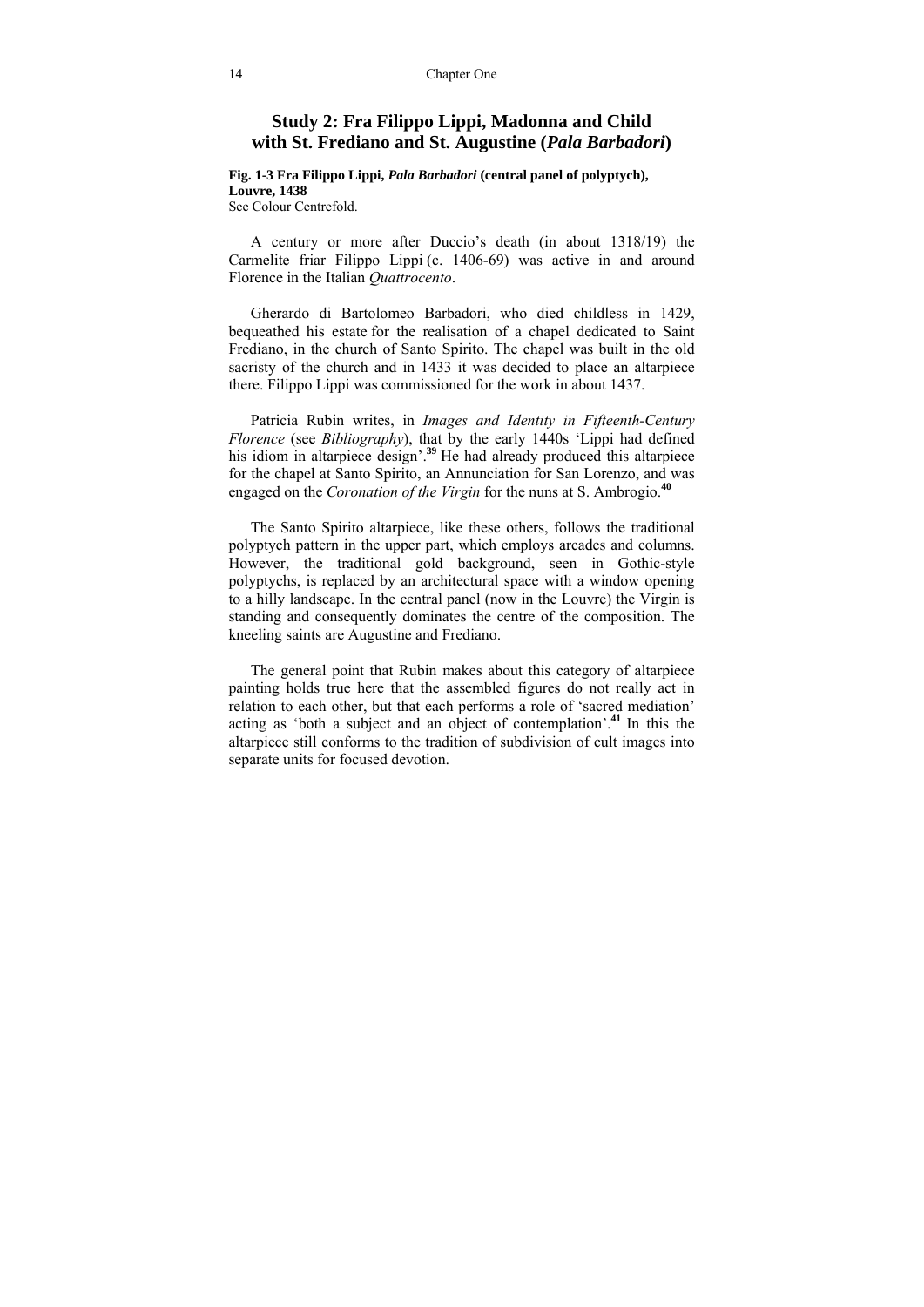## Study 2: Fra Filippo Lippi, Madonna and Child with St. Frediano and St. Augustine (*Pala Barbadori*)

**Fig. 1-3 Fra Filippo Lippi, *Pala Barbadori* (central panel of polyptych), Louvre, 1438**
See Colour Centrefold.

A century or more after Duccio's death (in about 1318/19) the Carmelite friar Filippo Lippi (c. 1406-69) was active in and around Florence in the Italian *Quattrocento*.

Gherardo di Bartolomeo Barbadori, who died childless in 1429, bequeathed his estate for the realisation of a chapel dedicated to Saint Frediano, in the church of Santo Spirito. The chapel was built in the old sacristy of the church and in 1433 it was decided to place an altarpiece there. Filippo Lippi was commissioned for the work in about 1437.

Patricia Rubin writes, in *Images and Identity in Fifteenth-Century Florence* (see *Bibliography*), that by the early 1440s 'Lippi had defined his idiom in altarpiece design'.[39] He had already produced this altarpiece for the chapel at Santo Spirito, an Annunciation for San Lorenzo, and was engaged on the *Coronation of the Virgin* for the nuns at S. Ambrogio.[40]

The Santo Spirito altarpiece, like these others, follows the traditional polyptych pattern in the upper part, which employs arcades and columns. However, the traditional gold background, seen in Gothic-style polyptychs, is replaced by an architectural space with a window opening to a hilly landscape. In the central panel (now in the Louvre) the Virgin is standing and consequently dominates the centre of the composition. The kneeling saints are Augustine and Frediano.

The general point that Rubin makes about this category of altarpiece painting holds true here that the assembled figures do not really act in relation to each other, but that each performs a role of 'sacred mediation' acting as 'both a subject and an object of contemplation'.[41] In this the altarpiece still conforms to the tradition of subdivision of cult images into separate units for focused devotion.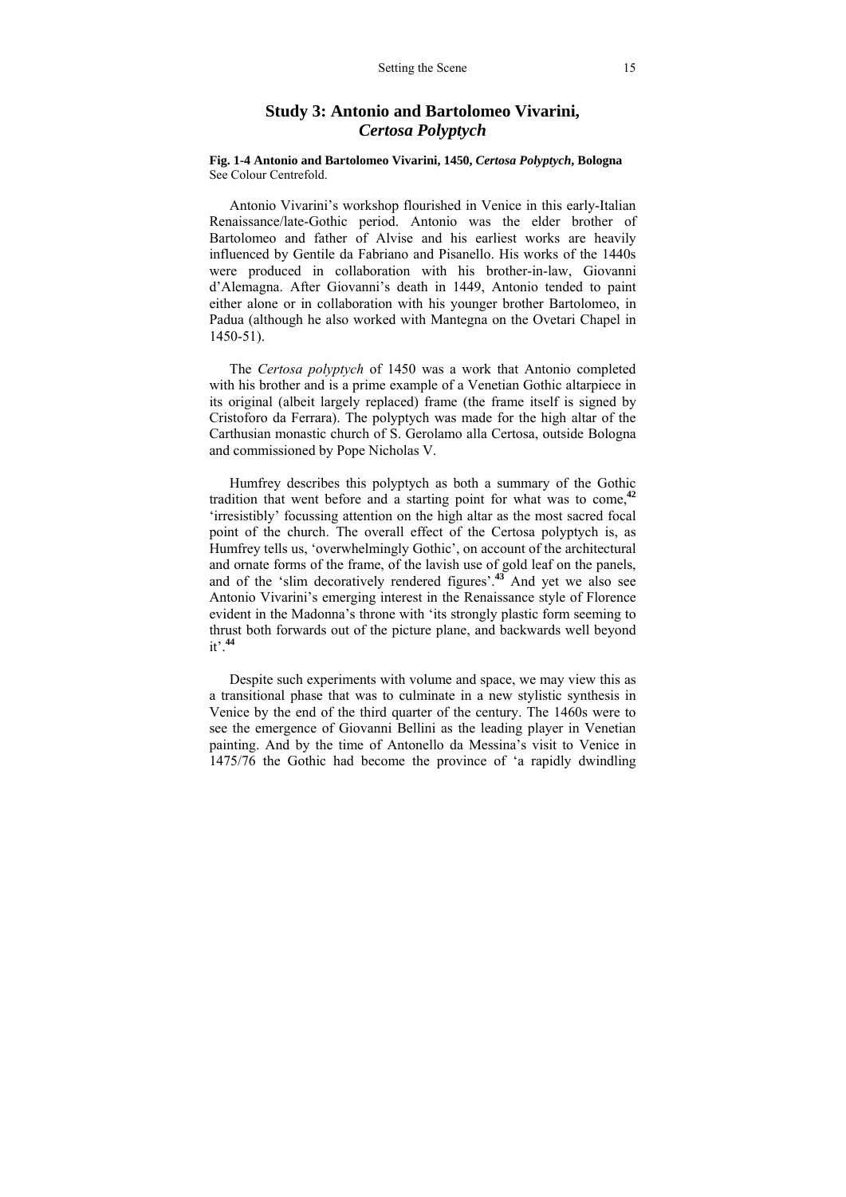## Study 3: Antonio and Bartolomeo Vivarini, *Certosa Polyptych*

**Fig. 1-4 Antonio and Bartolomeo Vivarini, 1450, *Certosa Polyptych*, Bologna**
See Colour Centrefold.

Antonio Vivarini's workshop flourished in Venice in this early-Italian Renaissance/late-Gothic period. Antonio was the elder brother of Bartolomeo and father of Alvise and his earliest works are heavily influenced by Gentile da Fabriano and Pisanello. His works of the 1440s were produced in collaboration with his brother-in-law, Giovanni d'Alemagna. After Giovanni's death in 1449, Antonio tended to paint either alone or in collaboration with his younger brother Bartolomeo, in Padua (although he also worked with Mantegna on the Ovetari Chapel in 1450-51).

The *Certosa polyptych* of 1450 was a work that Antonio completed with his brother and is a prime example of a Venetian Gothic altarpiece in its original (albeit largely replaced) frame (the frame itself is signed by Cristoforo da Ferrara). The polyptych was made for the high altar of the Carthusian monastic church of S. Gerolamo alla Certosa, outside Bologna and commissioned by Pope Nicholas V.

Humfrey describes this polyptych as both a summary of the Gothic tradition that went before and a starting point for what was to come,[42] 'irresistibly' focussing attention on the high altar as the most sacred focal point of the church. The overall effect of the Certosa polyptych is, as Humfrey tells us, 'overwhelmingly Gothic', on account of the architectural and ornate forms of the frame, of the lavish use of gold leaf on the panels, and of the 'slim decoratively rendered figures'.[43] And yet we also see Antonio Vivarini's emerging interest in the Renaissance style of Florence evident in the Madonna's throne with 'its strongly plastic form seeming to thrust both forwards out of the picture plane, and backwards well beyond it'.[44]

Despite such experiments with volume and space, we may view this as a transitional phase that was to culminate in a new stylistic synthesis in Venice by the end of the third quarter of the century. The 1460s were to see the emergence of Giovanni Bellini as the leading player in Venetian painting. And by the time of Antonello da Messina's visit to Venice in 1475/76 the Gothic had become the province of 'a rapidly dwindling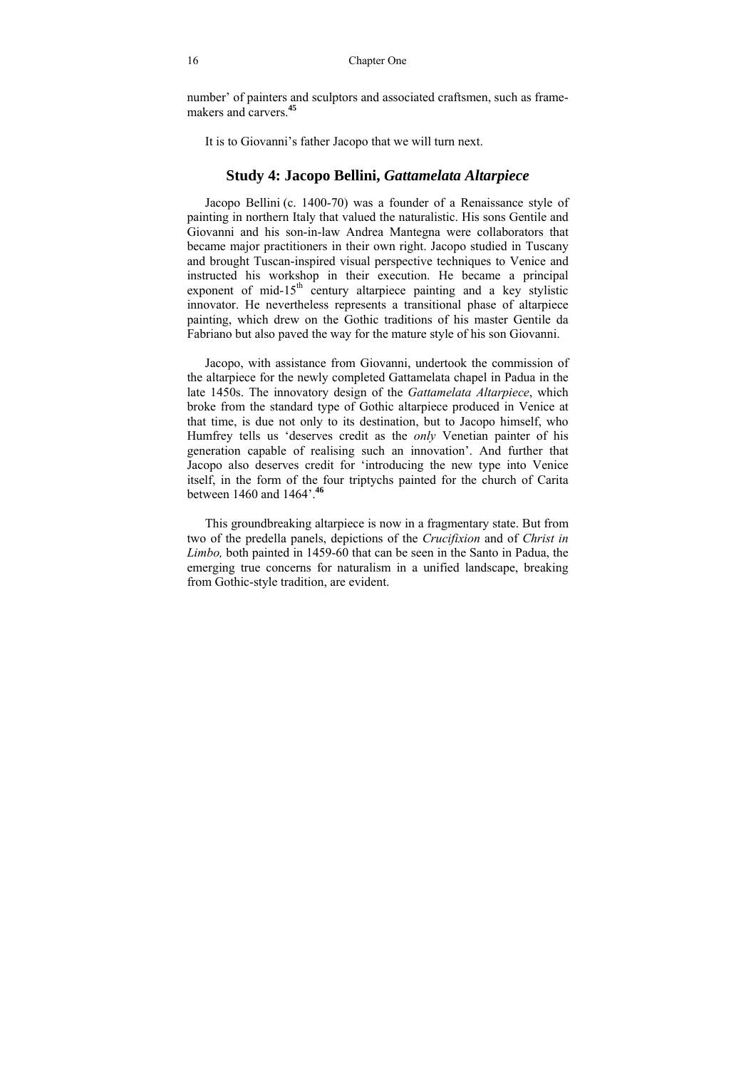number' of painters and sculptors and associated craftsmen, such as frame-makers and carvers.[45]

It is to Giovanni's father Jacopo that we will turn next.

## Study 4: Jacopo Bellini, *Gattamelata Altarpiece*

Jacopo Bellini (c. 1400-70) was a founder of a Renaissance style of painting in northern Italy that valued the naturalistic. His sons Gentile and Giovanni and his son-in-law Andrea Mantegna were collaborators that became major practitioners in their own right. Jacopo studied in Tuscany and brought Tuscan-inspired visual perspective techniques to Venice and instructed his workshop in their execution. He became a principal exponent of mid-15th century altarpiece painting and a key stylistic innovator. He nevertheless represents a transitional phase of altarpiece painting, which drew on the Gothic traditions of his master Gentile da Fabriano but also paved the way for the mature style of his son Giovanni.

Jacopo, with assistance from Giovanni, undertook the commission of the altarpiece for the newly completed Gattamelata chapel in Padua in the late 1450s. The innovatory design of the *Gattamelata Altarpiece*, which broke from the standard type of Gothic altarpiece produced in Venice at that time, is due not only to its destination, but to Jacopo himself, who Humfrey tells us 'deserves credit as the *only* Venetian painter of his generation capable of realising such an innovation'. And further that Jacopo also deserves credit for 'introducing the new type into Venice itself, in the form of the four triptychs painted for the church of Carita between 1460 and 1464'.[46]

This groundbreaking altarpiece is now in a fragmentary state. But from two of the predella panels, depictions of the *Crucifixion* and of *Christ in Limbo,* both painted in 1459-60 that can be seen in the Santo in Padua, the emerging true concerns for naturalism in a unified landscape, breaking from Gothic-style tradition, are evident.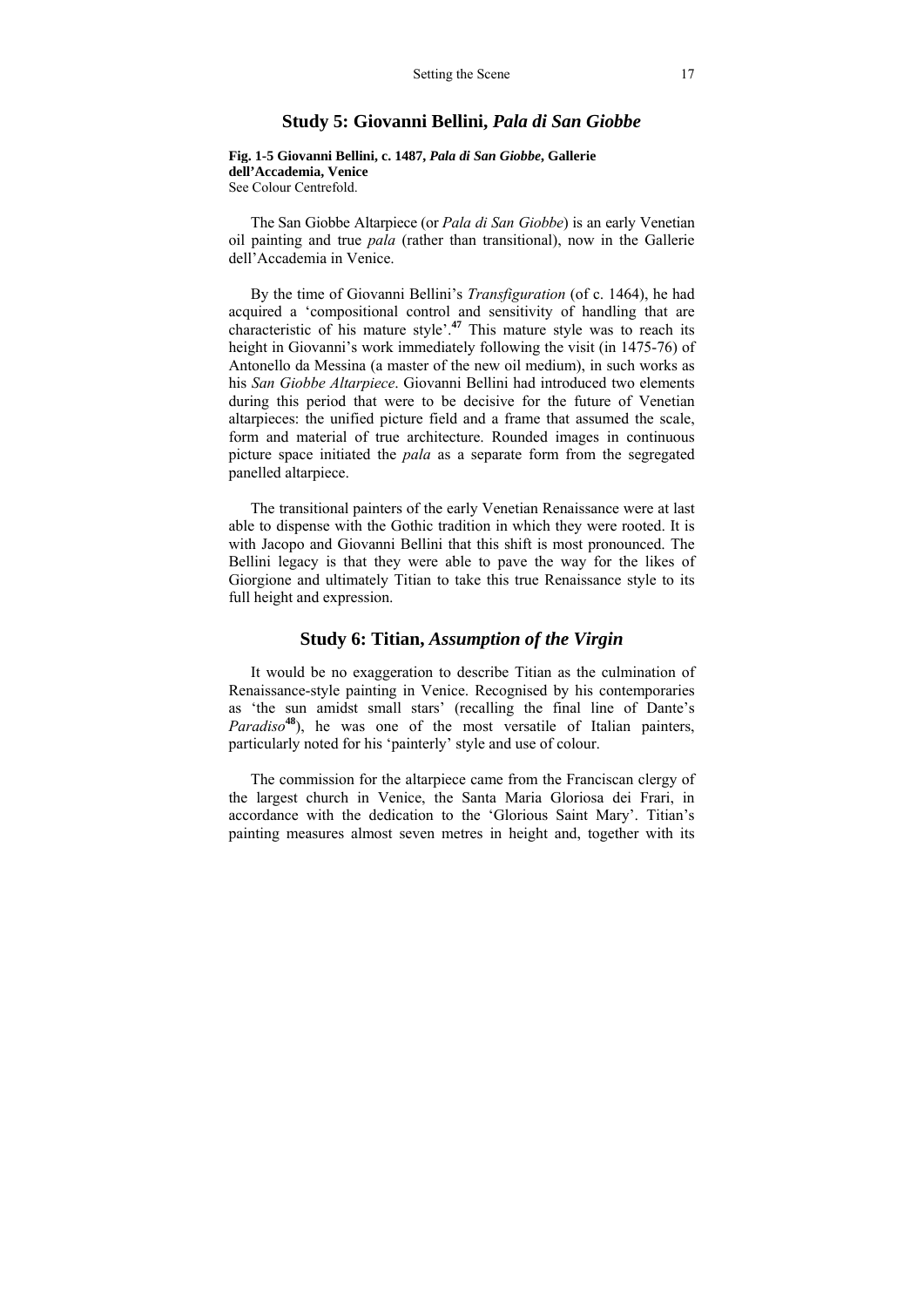## Study 5: Giovanni Bellini, *Pala di San Giobbe*

**Fig. 1-5 Giovanni Bellini, c. 1487, *Pala di San Giobbe*, Gallerie dell'Accademia, Venice**
See Colour Centrefold.

The San Giobbe Altarpiece (or *Pala di San Giobbe*) is an early Venetian oil painting and true *pala* (rather than transitional), now in the Gallerie dell'Accademia in Venice.

By the time of Giovanni Bellini's *Transfiguration* (of c. 1464), he had acquired a 'compositional control and sensitivity of handling that are characteristic of his mature style'.[47] This mature style was to reach its height in Giovanni's work immediately following the visit (in 1475-76) of Antonello da Messina (a master of the new oil medium), in such works as his *San Giobbe Altarpiece*. Giovanni Bellini had introduced two elements during this period that were to be decisive for the future of Venetian altarpieces: the unified picture field and a frame that assumed the scale, form and material of true architecture. Rounded images in continuous picture space initiated the *pala* as a separate form from the segregated panelled altarpiece.

The transitional painters of the early Venetian Renaissance were at last able to dispense with the Gothic tradition in which they were rooted. It is with Jacopo and Giovanni Bellini that this shift is most pronounced. The Bellini legacy is that they were able to pave the way for the likes of Giorgione and ultimately Titian to take this true Renaissance style to its full height and expression.

## Study 6: Titian, *Assumption of the Virgin*

It would be no exaggeration to describe Titian as the culmination of Renaissance-style painting in Venice. Recognised by his contemporaries as 'the sun amidst small stars' (recalling the final line of Dante's *Paradiso*[48]), he was one of the most versatile of Italian painters, particularly noted for his 'painterly' style and use of colour.

The commission for the altarpiece came from the Franciscan clergy of the largest church in Venice, the Santa Maria Gloriosa dei Frari, in accordance with the dedication to the 'Glorious Saint Mary'. Titian's painting measures almost seven metres in height and, together with its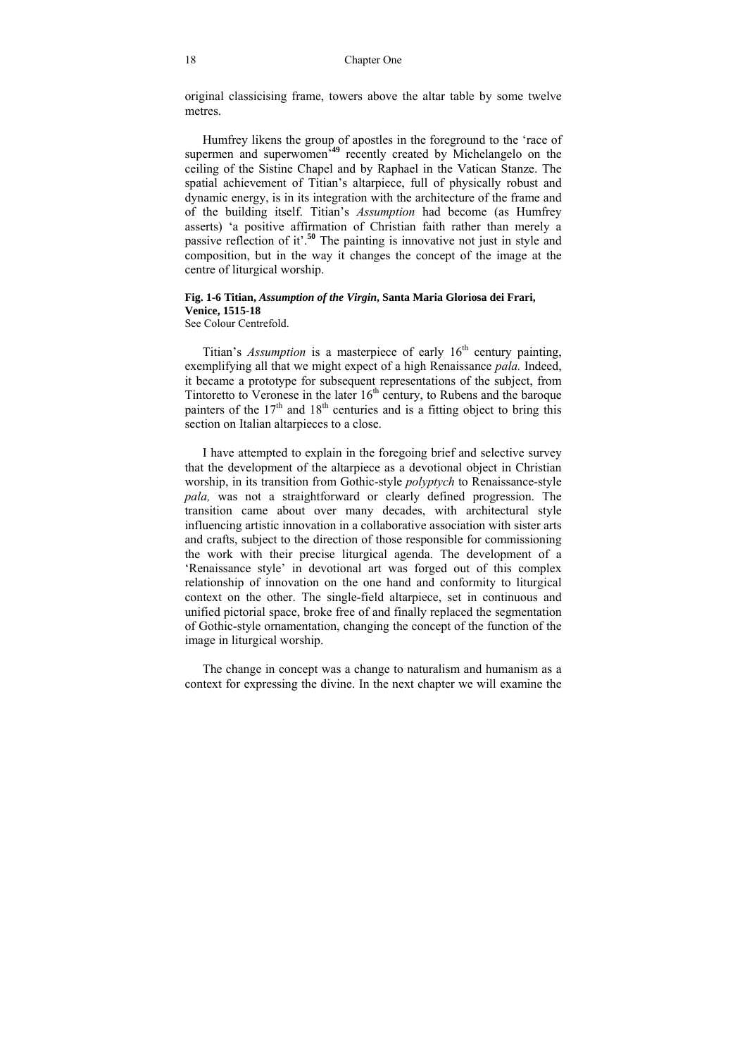original classicising frame, towers above the altar table by some twelve metres.

Humfrey likens the group of apostles in the foreground to the 'race of supermen and superwomen'[49] recently created by Michelangelo on the ceiling of the Sistine Chapel and by Raphael in the Vatican Stanze. The spatial achievement of Titian's altarpiece, full of physically robust and dynamic energy, is in its integration with the architecture of the frame and of the building itself. Titian's *Assumption* had become (as Humfrey asserts) 'a positive affirmation of Christian faith rather than merely a passive reflection of it'.[50] The painting is innovative not just in style and composition, but in the way it changes the concept of the image at the centre of liturgical worship.

**Fig. 1-6 Titian, *Assumption of the Virgin*, Santa Maria Gloriosa dei Frari, Venice, 1515-18**
See Colour Centrefold.

Titian's *Assumption* is a masterpiece of early 16th century painting, exemplifying all that we might expect of a high Renaissance *pala.* Indeed, it became a prototype for subsequent representations of the subject, from Tintoretto to Veronese in the later 16th century, to Rubens and the baroque painters of the 17th and 18th centuries and is a fitting object to bring this section on Italian altarpieces to a close.

I have attempted to explain in the foregoing brief and selective survey that the development of the altarpiece as a devotional object in Christian worship, in its transition from Gothic-style *polyptych* to Renaissance-style *pala,* was not a straightforward or clearly defined progression. The transition came about over many decades, with architectural style influencing artistic innovation in a collaborative association with sister arts and crafts, subject to the direction of those responsible for commissioning the work with their precise liturgical agenda. The development of a 'Renaissance style' in devotional art was forged out of this complex relationship of innovation on the one hand and conformity to liturgical context on the other. The single-field altarpiece, set in continuous and unified pictorial space, broke free of and finally replaced the segmentation of Gothic-style ornamentation, changing the concept of the function of the image in liturgical worship.

The change in concept was a change to naturalism and humanism as a context for expressing the divine. In the next chapter we will examine the